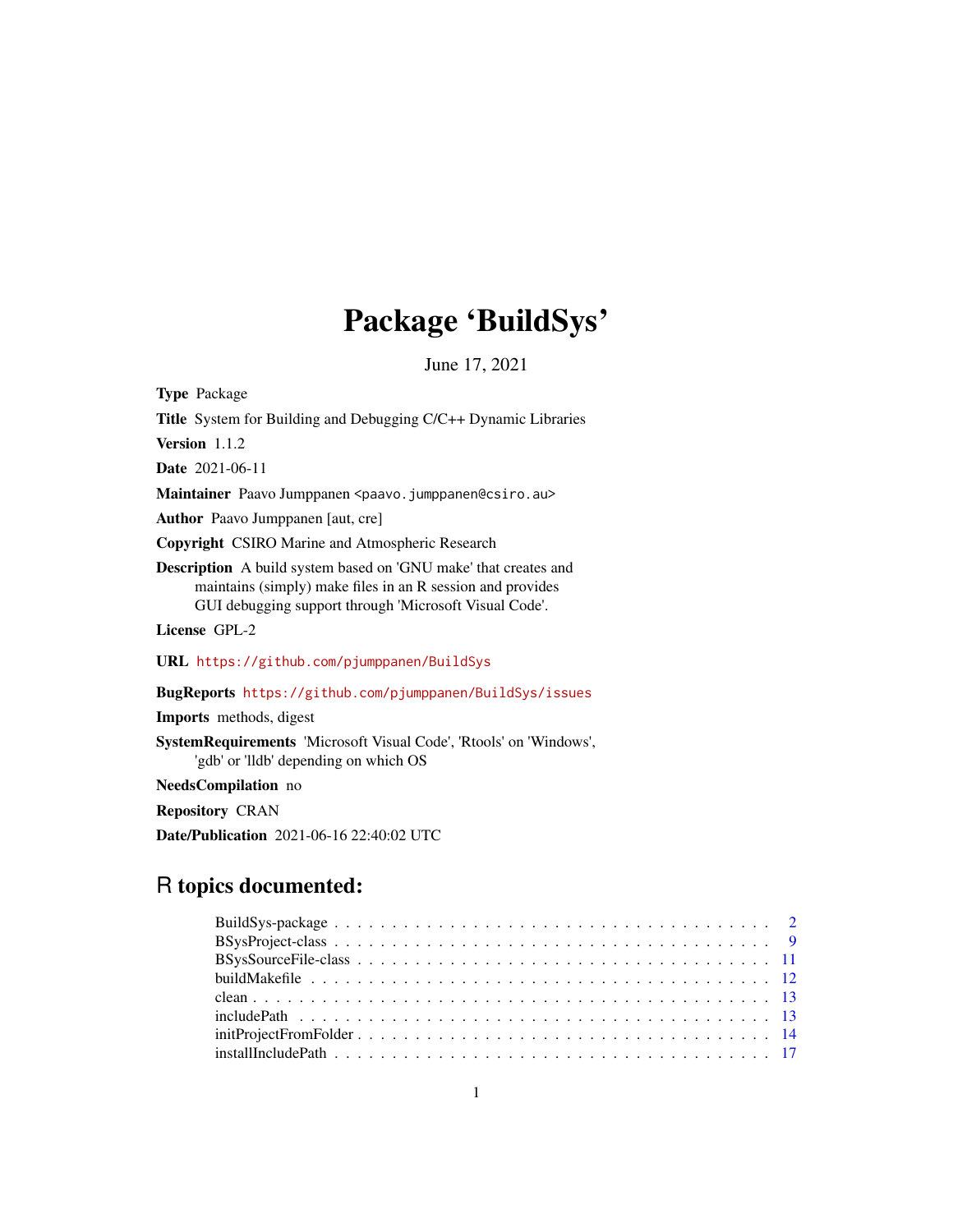# Package 'BuildSys'

June 17, 2021

**Type** Package

**Title** System for Building and Debugging C/C++ Dynamic Libraries

**Version** 1.1.2

**Date** 2021-06-11

**Maintainer** Paavo Jumppanen <paavo.jumppanen@csiro.au>

**Author** Paavo Jumppanen [aut, cre]

**Copyright** CSIRO Marine and Atmospheric Research

**Description** A build system based on 'GNU make' that creates and maintains (simply) make files in an R session and provides GUI debugging support through 'Microsoft Visual Code'.

**License** GPL-2

**URL** https://github.com/pjumppanen/BuildSys

**BugReports** https://github.com/pjumppanen/BuildSys/issues

**Imports** methods, digest

**SystemRequirements** 'Microsoft Visual Code', 'Rtools' on 'Windows', 'gdb' or 'lldb' depending on which OS

**NeedsCompilation** no

**Repository** CRAN

**Date/Publication** 2021-06-16 22:40:02 UTC

## R topics documented:

- BuildSys-package . . . . . . . . . . . . . . . . . . . . . . . . . . . . . . . . . . . . . 2
- BSysProject-class . . . . . . . . . . . . . . . . . . . . . . . . . . . . . . . . . . . . . 9
- BSysSourceFile-class . . . . . . . . . . . . . . . . . . . . . . . . . . . . . . . . . . . 11
- buildMakefile . . . . . . . . . . . . . . . . . . . . . . . . . . . . . . . . . . . . . . . 12
- clean . . . . . . . . . . . . . . . . . . . . . . . . . . . . . . . . . . . . . . . . . . . 13
- includePath . . . . . . . . . . . . . . . . . . . . . . . . . . . . . . . . . . . . . . . . 13
- initProjectFromFolder . . . . . . . . . . . . . . . . . . . . . . . . . . . . . . . . . . 14
- installIncludePath . . . . . . . . . . . . . . . . . . . . . . . . . . . . . . . . . . . . 17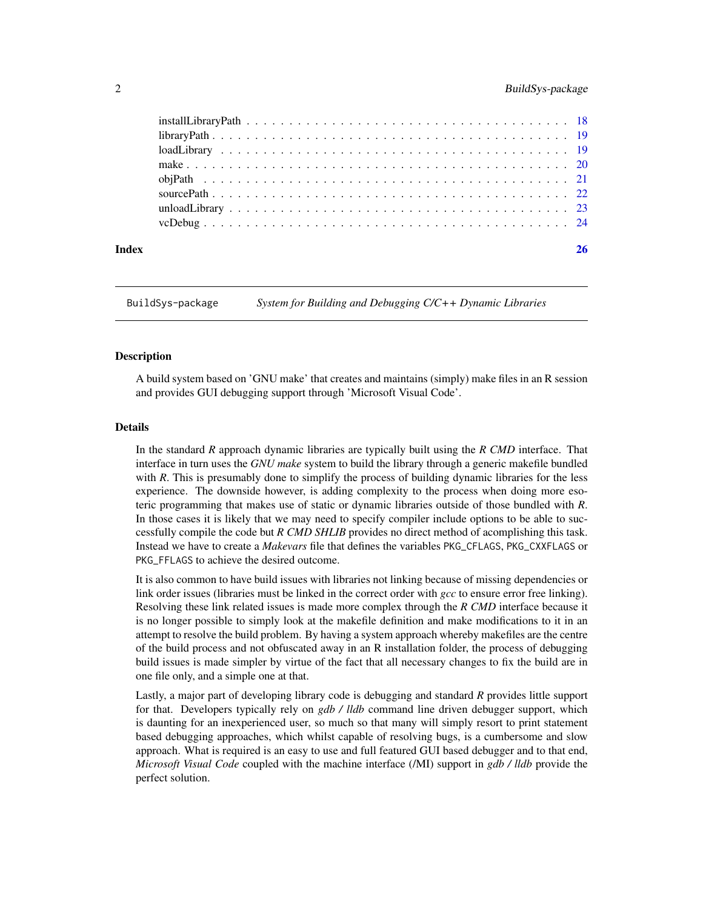installLibraryPath . . . . . . . . . . . . . . . . . . . . . . . . . . . . . . . . . . . . 18
libraryPath . . . . . . . . . . . . . . . . . . . . . . . . . . . . . . . . . . . . . . . . 19
loadLibrary . . . . . . . . . . . . . . . . . . . . . . . . . . . . . . . . . . . . . . . . 19
make . . . . . . . . . . . . . . . . . . . . . . . . . . . . . . . . . . . . . . . . . . . . 20
objPath . . . . . . . . . . . . . . . . . . . . . . . . . . . . . . . . . . . . . . . . . . 21
sourcePath . . . . . . . . . . . . . . . . . . . . . . . . . . . . . . . . . . . . . . . . 22
unloadLibrary . . . . . . . . . . . . . . . . . . . . . . . . . . . . . . . . . . . . . . 23
vcDebug . . . . . . . . . . . . . . . . . . . . . . . . . . . . . . . . . . . . . . . . . . 24

**Index** 26

---

`BuildSys-package` *System for Building and Debugging C/C++ Dynamic Libraries*

---

### Description

A build system based on 'GNU make' that creates and maintains (simply) make files in an R session and provides GUI debugging support through 'Microsoft Visual Code'.

### Details

In the standard *R* approach dynamic libraries are typically built using the *R CMD* interface. That interface in turn uses the *GNU make* system to build the library through a generic makefile bundled with *R*. This is presumably done to simplify the process of building dynamic libraries for the less experience. The downside however, is adding complexity to the process when doing more esoteric programming that makes use of static or dynamic libraries outside of those bundled with *R*. In those cases it is likely that we may need to specify compiler include options to be able to successfully compile the code but *R CMD SHLIB* provides no direct method of acomplishing this task. Instead we have to create a *Makevars* file that defines the variables `PKG_CFLAGS`, `PKG_CXXFLAGS` or `PKG_FFLAGS` to achieve the desired outcome.

It is also common to have build issues with libraries not linking because of missing dependencies or link order issues (libraries must be linked in the correct order with *gcc* to ensure error free linking). Resolving these link related issues is made more complex through the *R CMD* interface because it is no longer possible to simply look at the makefile definition and make modifications to it in an attempt to resolve the build problem. By having a system approach whereby makefiles are the centre of the build process and not obfuscated away in an R installation folder, the process of debugging build issues is made simpler by virtue of the fact that all necessary changes to fix the build are in one file only, and a simple one at that.

Lastly, a major part of developing library code is debugging and standard *R* provides little support for that. Developers typically rely on *gdb / lldb* command line driven debugger support, which is daunting for an inexperienced user, so much so that many will simply resort to print statement based debugging approaches, which whilst capable of resolving bugs, is a cumbersome and slow approach. What is required is an easy to use and full featured GUI based debugger and to that end, *Microsoft Visual Code* coupled with the machine interface (/MI) support in *gdb / lldb* provide the perfect solution.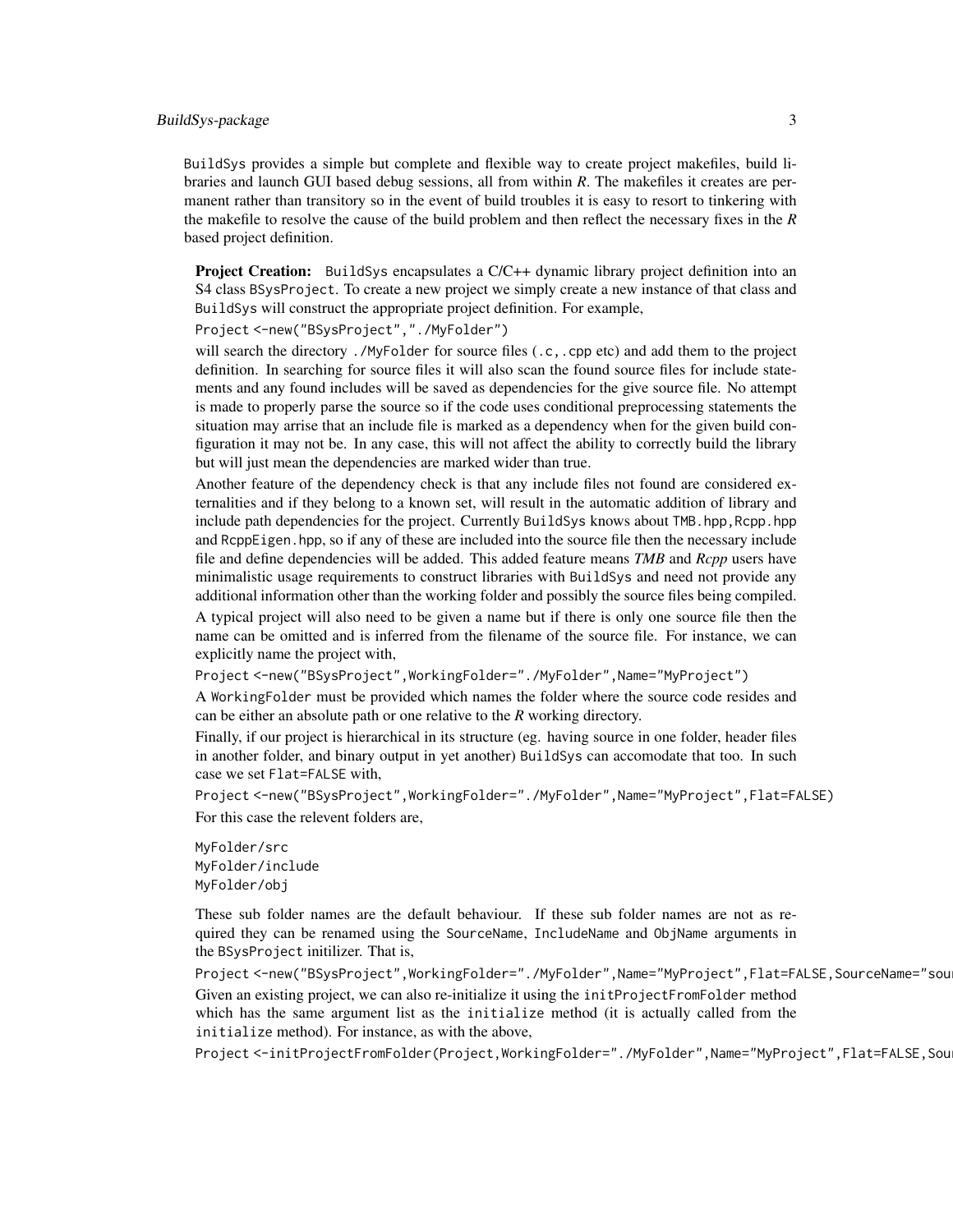BuildSys provides a simple but complete and flexible way to create project makefiles, build libraries and launch GUI based debug sessions, all from within *R*. The makefiles it creates are permanent rather than transitory so in the event of build troubles it is easy to resort to tinkering with the makefile to resolve the cause of the build problem and then reflect the necessary fixes in the *R* based project definition.

**Project Creation:** BuildSys encapsulates a C/C++ dynamic library project definition into an S4 class BSysProject. To create a new project we simply create a new instance of that class and BuildSys will construct the appropriate project definition. For example,

```
Project <-new("BSysProject","./MyFolder")
```

will search the directory ./MyFolder for source files (.c,.cpp etc) and add them to the project definition. In searching for source files it will also scan the found source files for include statements and any found includes will be saved as dependencies for the give source file. No attempt is made to properly parse the source so if the code uses conditional preprocessing statements the situation may arise that an include file is marked as a dependency when for the given build configuration it may not be. In any case, this will not affect the ability to correctly build the library but will just mean the dependencies are marked wider than true.

Another feature of the dependency check is that any include files not found are considered externalities and if they belong to a known set, will result in the automatic addition of library and include path dependencies for the project. Currently BuildSys knows about TMB.hpp,Rcpp.hpp and RcppEigen.hpp, so if any of these are included into the source file then the necessary include file and define dependencies will be added. This added feature means *TMB* and *Rcpp* users have minimalistic usage requirements to construct libraries with BuildSys and need not provide any additional information other than the working folder and possibly the source files being compiled.

A typical project will also need to be given a name but if there is only one source file then the name can be omitted and is inferred from the filename of the source file. For instance, we can explicitly name the project with,

```
Project <-new("BSysProject",WorkingFolder="./MyFolder",Name="MyProject")
```

A WorkingFolder must be provided which names the folder where the source code resides and can be either an absolute path or one relative to the *R* working directory.

Finally, if our project is hierarchical in its structure (eg. having source in one folder, header files in another folder, and binary output in yet another) BuildSys can accomodate that too. In such case we set Flat=FALSE with,

```
Project <-new("BSysProject",WorkingFolder="./MyFolder",Name="MyProject",Flat=FALSE)
```

For this case the relevent folders are,

```
MyFolder/src
MyFolder/include
MyFolder/obj
```

These sub folder names are the default behaviour. If these sub folder names are not as required they can be renamed using the SourceName, IncludeName and ObjName arguments in the BSysProject initilizer. That is,

```
Project <-new("BSysProject",WorkingFolder="./MyFolder",Name="MyProject",Flat=FALSE,SourceName="sou
```

Given an existing project, we can also re-initialize it using the initProjectFromFolder method which has the same argument list as the initialize method (it is actually called from the initialize method). For instance, as with the above,

```
Project <-initProjectFromFolder(Project,WorkingFolder="./MyFolder",Name="MyProject",Flat=FALSE,Sou
```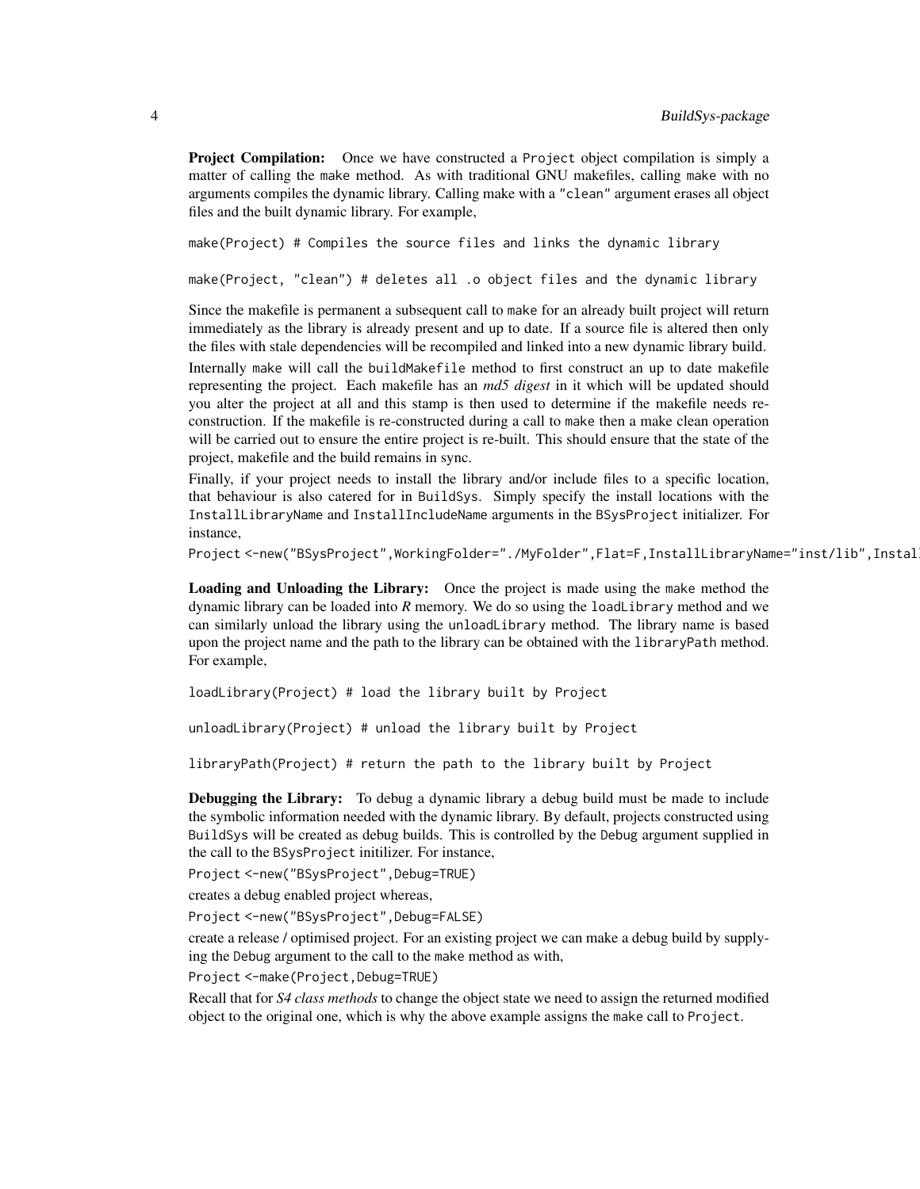**Project Compilation:** Once we have constructed a Project object compilation is simply a matter of calling the make method. As with traditional GNU makefiles, calling make with no arguments compiles the dynamic library. Calling make with a "clean" argument erases all object files and the built dynamic library. For example,

```
make(Project) # Compiles the source files and links the dynamic library

make(Project, "clean") # deletes all .o object files and the dynamic library
```

Since the makefile is permanent a subsequent call to make for an already built project will return immediately as the library is already present and up to date. If a source file is altered then only the files with stale dependencies will be recompiled and linked into a new dynamic library build.

Internally make will call the buildMakefile method to first construct an up to date makefile representing the project. Each makefile has an *md5 digest* in it which will be updated should you alter the project at all and this stamp is then used to determine if the makefile needs reconstruction. If the makefile is re-constructed during a call to make then a make clean operation will be carried out to ensure the entire project is re-built. This should ensure that the state of the project, makefile and the build remains in sync.

Finally, if your project needs to install the library and/or include files to a specific location, that behaviour is also catered for in BuildSys. Simply specify the install locations with the InstallLibraryName and InstallIncludeName arguments in the BSysProject initializer. For instance,

```
Project <-new("BSysProject",WorkingFolder="./MyFolder",Flat=F,InstallLibraryName="inst/lib",Instal
```

**Loading and Unloading the Library:** Once the project is made using the make method the dynamic library can be loaded into *R* memory. We do so using the loadLibrary method and we can similarly unload the library using the unloadLibrary method. The library name is based upon the project name and the path to the library can be obtained with the libraryPath method. For example,

```
loadLibrary(Project) # load the library built by Project

unloadLibrary(Project) # unload the library built by Project

libraryPath(Project) # return the path to the library built by Project
```

**Debugging the Library:** To debug a dynamic library a debug build must be made to include the symbolic information needed with the dynamic library. By default, projects constructed using BuildSys will be created as debug builds. This is controlled by the Debug argument supplied in the call to the BSysProject initilizer. For instance,

```
Project <-new("BSysProject",Debug=TRUE)
```

creates a debug enabled project whereas,

```
Project <-new("BSysProject",Debug=FALSE)
```

create a release / optimised project. For an existing project we can make a debug build by supplying the Debug argument to the call to the make method as with,

```
Project <-make(Project,Debug=TRUE)
```

Recall that for *S4 class methods* to change the object state we need to assign the returned modified object to the original one, which is why the above example assigns the make call to Project.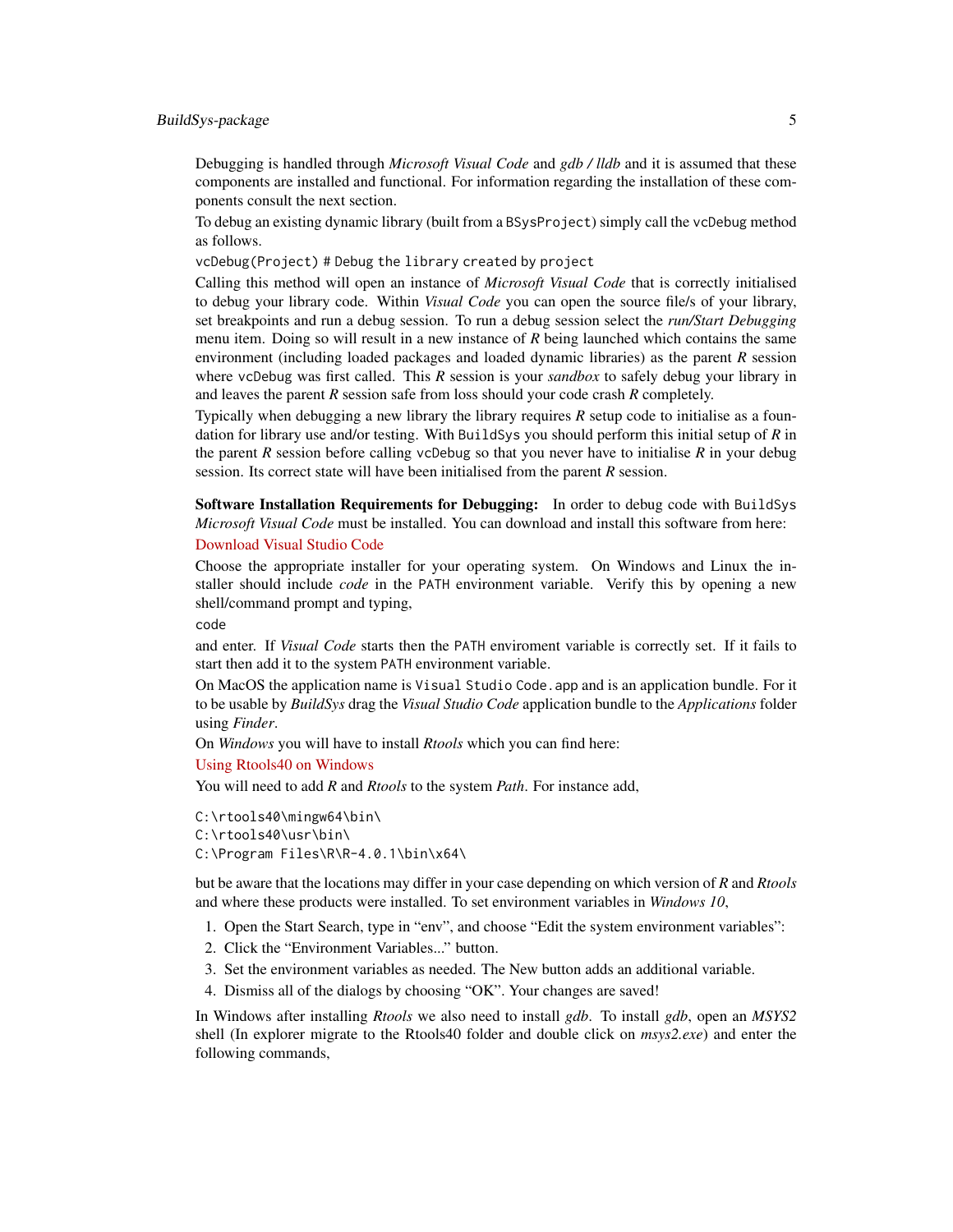Debugging is handled through *Microsoft Visual Code* and *gdb / lldb* and it is assumed that these components are installed and functional. For information regarding the installation of these components consult the next section.

To debug an existing dynamic library (built from a `BSysProject`) simply call the `vcDebug` method as follows.

`vcDebug(Project) # Debug the library created by project`

Calling this method will open an instance of *Microsoft Visual Code* that is correctly initialised to debug your library code. Within *Visual Code* you can open the source file/s of your library, set breakpoints and run a debug session. To run a debug session select the *run/Start Debugging* menu item. Doing so will result in a new instance of *R* being launched which contains the same environment (including loaded packages and loaded dynamic libraries) as the parent *R* session where `vcDebug` was first called. This *R* session is your *sandbox* to safely debug your library in and leaves the parent *R* session safe from loss should your code crash *R* completely.

Typically when debugging a new library the library requires *R* setup code to initialise as a foundation for library use and/or testing. With `BuildSys` you should perform this initial setup of *R* in the parent *R* session before calling `vcDebug` so that you never have to initialise *R* in your debug session. Its correct state will have been initialised from the parent *R* session.

**Software Installation Requirements for Debugging:** In order to debug code with `BuildSys` *Microsoft Visual Code* must be installed. You can download and install this software from here:

Download Visual Studio Code

Choose the appropriate installer for your operating system. On Windows and Linux the installer should include *code* in the `PATH` environment variable. Verify this by opening a new shell/command prompt and typing,

`code`

and enter. If *Visual Code* starts then the `PATH` enviroment variable is correctly set. If it fails to start then add it to the system `PATH` environment variable.

On MacOS the application name is `Visual Studio Code.app` and is an application bundle. For it to be usable by *BuildSys* drag the *Visual Studio Code* application bundle to the *Applications* folder using *Finder*.

On *Windows* you will have to install *Rtools* which you can find here:

Using Rtools40 on Windows

You will need to add *R* and *Rtools* to the system *Path*. For instance add,

```
C:\rtools40\mingw64\bin\
C:\rtools40\usr\bin\
C:\Program Files\R\R-4.0.1\bin\x64\
```

but be aware that the locations may differ in your case depending on which version of *R* and *Rtools* and where these products were installed. To set environment variables in *Windows 10*,

1. Open the Start Search, type in "env", and choose "Edit the system environment variables":
2. Click the "Environment Variables..." button.
3. Set the environment variables as needed. The New button adds an additional variable.
4. Dismiss all of the dialogs by choosing "OK". Your changes are saved!

In Windows after installing *Rtools* we also need to install *gdb*. To install *gdb*, open an *MSYS2* shell (In explorer migrate to the Rtools40 folder and double click on *msys2.exe*) and enter the following commands,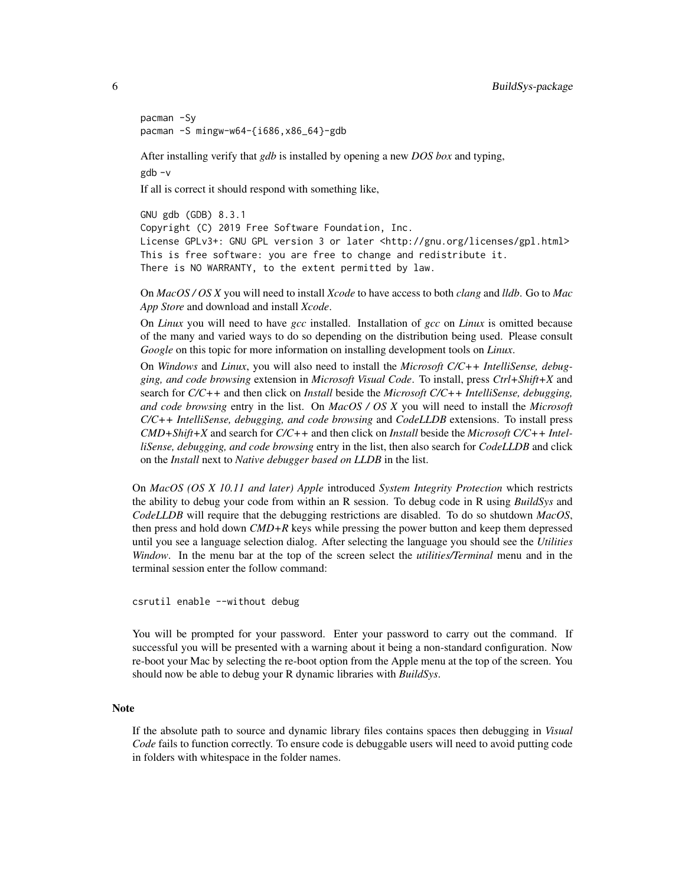```
pacman -Sy
pacman -S mingw-w64-{i686,x86_64}-gdb
```

After installing verify that *gdb* is installed by opening a new *DOS box* and typing,

```
gdb -v
```

If all is correct it should respond with something like,

```
GNU gdb (GDB) 8.3.1
Copyright (C) 2019 Free Software Foundation, Inc.
License GPLv3+: GNU GPL version 3 or later <http://gnu.org/licenses/gpl.html>
This is free software: you are free to change and redistribute it.
There is NO WARRANTY, to the extent permitted by law.
```

On *MacOS / OS X* you will need to install *Xcode* to have access to both *clang* and *lldb*. Go to *Mac App Store* and download and install *Xcode*.

On *Linux* you will need to have *gcc* installed. Installation of *gcc* on *Linux* is omitted because of the many and varied ways to do so depending on the distribution being used. Please consult *Google* on this topic for more information on installing development tools on *Linux*.

On *Windows* and *Linux*, you will also need to install the *Microsoft C/C++ IntelliSense, debugging, and code browsing* extension in *Microsoft Visual Code*. To install, press *Ctrl+Shift+X* and search for *C/C++* and then click on *Install* beside the *Microsoft C/C++ IntelliSense, debugging, and code browsing* entry in the list. On *MacOS / OS X* you will need to install the *Microsoft C/C++ IntelliSense, debugging, and code browsing* and *CodeLLDB* extensions. To install press *CMD+Shift+X* and search for *C/C++* and then click on *Install* beside the *Microsoft C/C++ IntelliSense, debugging, and code browsing* entry in the list, then also search for *CodeLLDB* and click on the *Install* next to *Native debugger based on LLDB* in the list.

On *MacOS (OS X 10.11 and later) Apple* introduced *System Integrity Protection* which restricts the ability to debug your code from within an R session. To debug code in R using *BuildSys* and *CodeLLDB* will require that the debugging restrictions are disabled. To do so shutdown *MacOS*, then press and hold down *CMD+R* keys while pressing the power button and keep them depressed until you see a language selection dialog. After selecting the language you should see the *Utilities Window*. In the menu bar at the top of the screen select the *utilities/Terminal* menu and in the terminal session enter the follow command:

```
csrutil enable --without debug
```

You will be prompted for your password. Enter your password to carry out the command. If successful you will be presented with a warning about it being a non-standard configuration. Now re-boot your Mac by selecting the re-boot option from the Apple menu at the top of the screen. You should now be able to debug your R dynamic libraries with *BuildSys*.

## Note

If the absolute path to source and dynamic library files contains spaces then debugging in *Visual Code* fails to function correctly. To ensure code is debuggable users will need to avoid putting code in folders with whitespace in the folder names.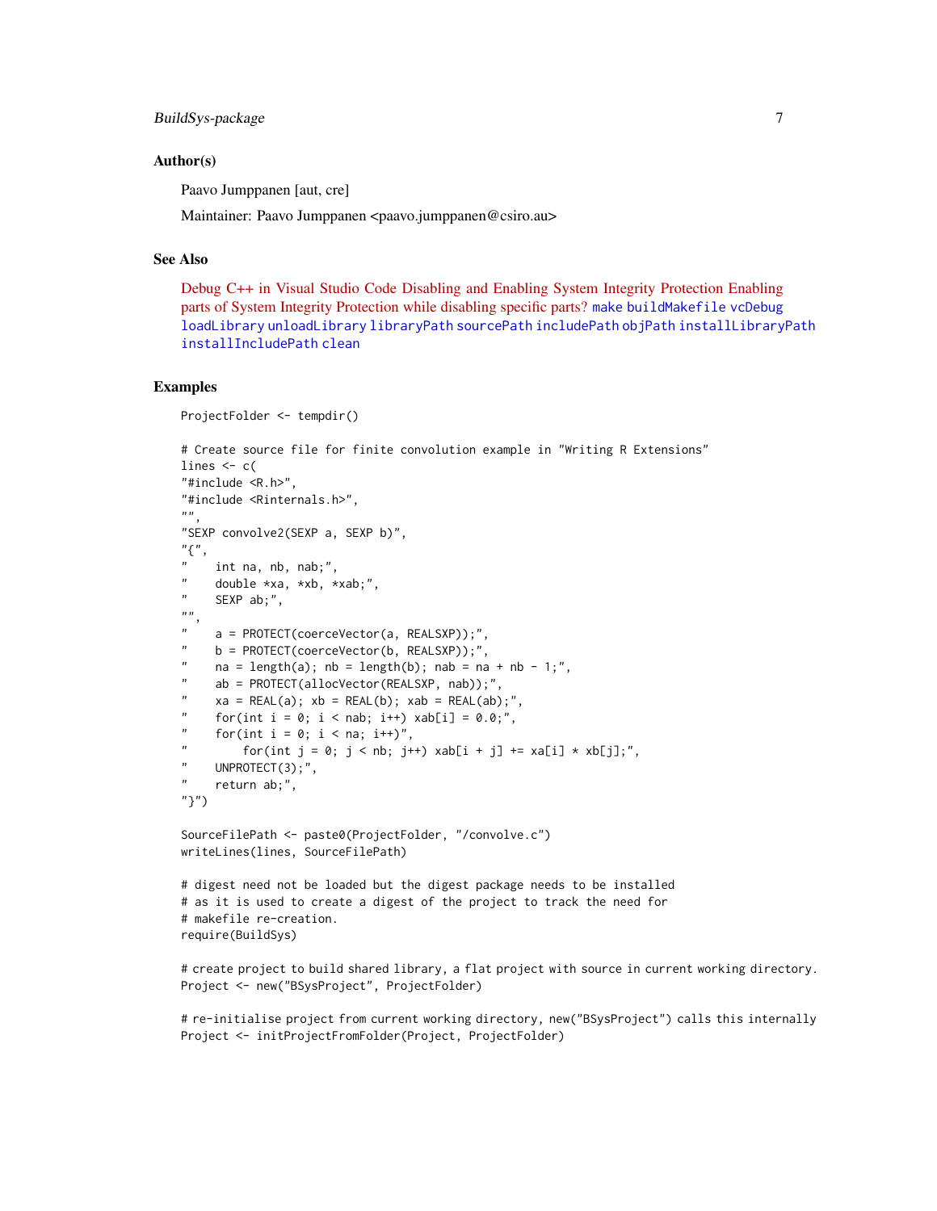## Author(s)

Paavo Jumppanen [aut, cre]

Maintainer: Paavo Jumppanen <paavo.jumppanen@csiro.au>

## See Also

Debug C++ in Visual Studio Code Disabling and Enabling System Integrity Protection Enabling parts of System Integrity Protection while disabling specific parts? `make` `buildMakefile` `vcDebug` `loadLibrary` `unloadLibrary` `libraryPath` `sourcePath` `includePath` `objPath` `installLibraryPath` `installIncludePath` `clean`

## Examples

```
ProjectFolder <- tempdir()

# Create source file for finite convolution example in "Writing R Extensions"
lines <- c(
"#include <R.h>",
"#include <Rinternals.h>",
"",
"SEXP convolve2(SEXP a, SEXP b)",
"{",
"    int na, nb, nab;",
"    double *xa, *xb, *xab;",
"    SEXP ab;",
"",
"    a = PROTECT(coerceVector(a, REALSXP));",
"    b = PROTECT(coerceVector(b, REALSXP));",
"    na = length(a); nb = length(b); nab = na + nb - 1;",
"    ab = PROTECT(allocVector(REALSXP, nab));",
"    xa = REAL(a); xb = REAL(b); xab = REAL(ab);",
"    for(int i = 0; i < nab; i++) xab[i] = 0.0;",
"    for(int i = 0; i < na; i++)",
"        for(int j = 0; j < nb; j++) xab[i + j] += xa[i] * xb[j];",
"    UNPROTECT(3);",
"    return ab;",
"}")

SourceFilePath <- paste0(ProjectFolder, "/convolve.c")
writeLines(lines, SourceFilePath)

# digest need not be loaded but the digest package needs to be installed
# as it is used to create a digest of the project to track the need for
# makefile re-creation.
require(BuildSys)

# create project to build shared library, a flat project with source in current working directory.
Project <- new("BSysProject", ProjectFolder)

# re-initialise project from current working directory, new("BSysProject") calls this internally
Project <- initProjectFromFolder(Project, ProjectFolder)
```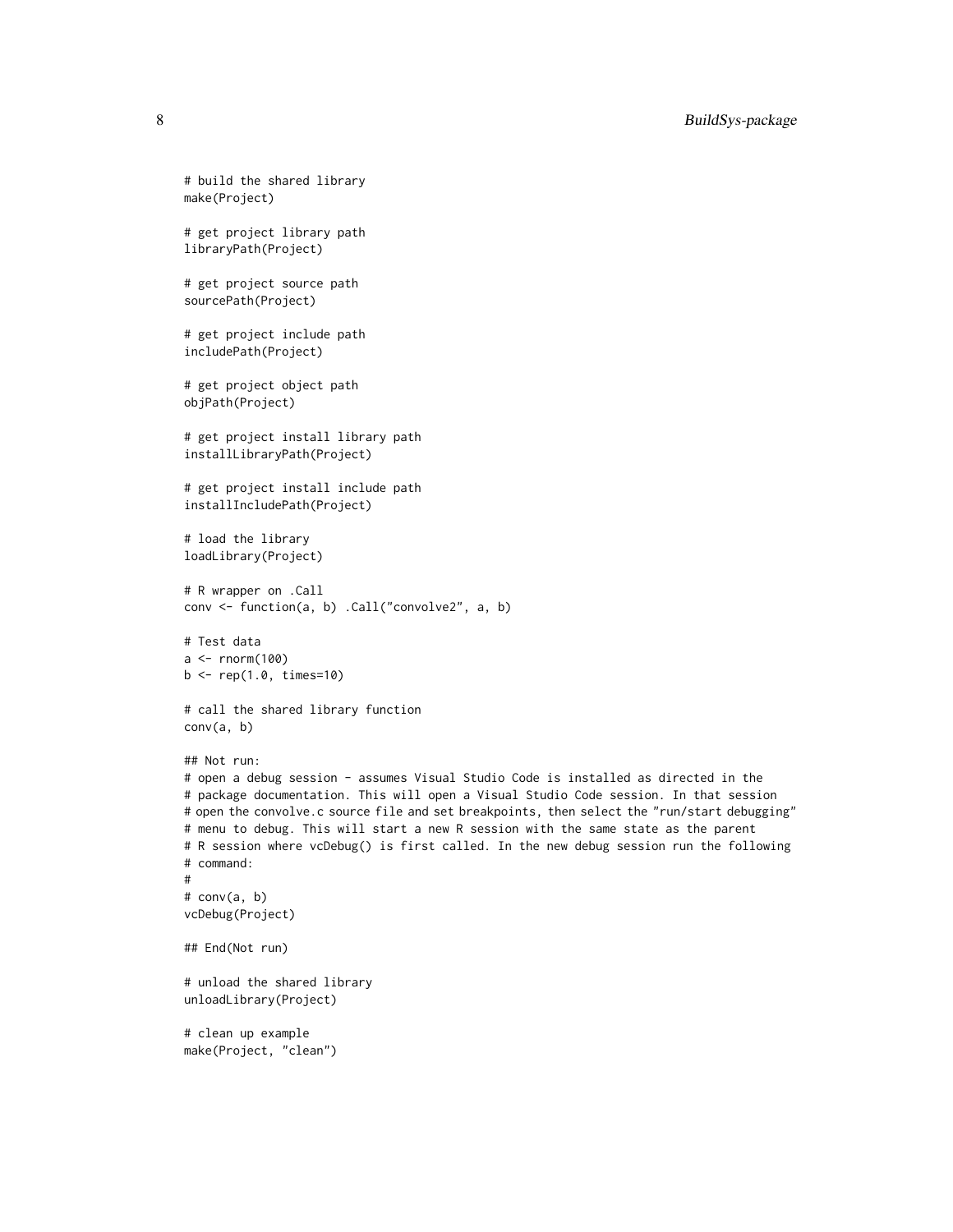```
# build the shared library
make(Project)

# get project library path
libraryPath(Project)

# get project source path
sourcePath(Project)

# get project include path
includePath(Project)

# get project object path
objPath(Project)

# get project install library path
installLibraryPath(Project)

# get project install include path
installIncludePath(Project)

# load the library
loadLibrary(Project)

# R wrapper on .Call
conv <- function(a, b) .Call("convolve2", a, b)

# Test data
a <- rnorm(100)
b <- rep(1.0, times=10)

# call the shared library function
conv(a, b)

## Not run:
# open a debug session - assumes Visual Studio Code is installed as directed in the
# package documentation. This will open a Visual Studio Code session. In that session
# open the convolve.c source file and set breakpoints, then select the "run/start debugging"
# menu to debug. This will start a new R session with the same state as the parent
# R session where vcDebug() is first called. In the new debug session run the following
# command:
#
# conv(a, b)
vcDebug(Project)

## End(Not run)

# unload the shared library
unloadLibrary(Project)

# clean up example
make(Project, "clean")
```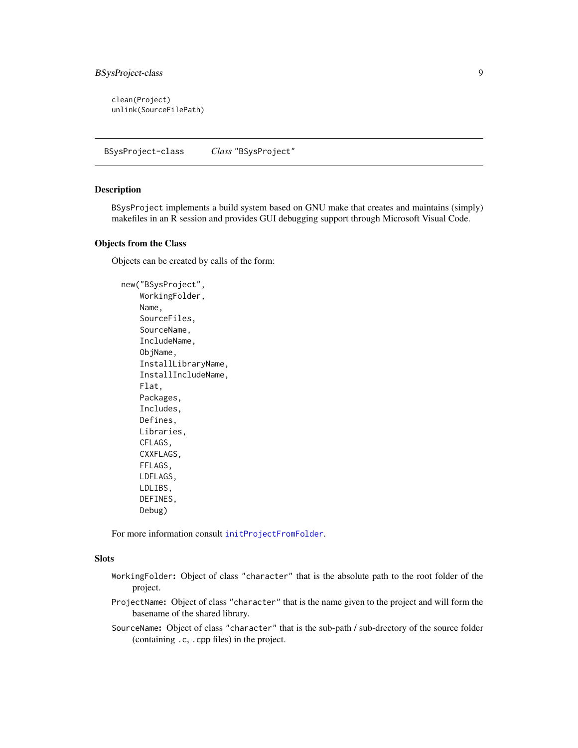```
clean(Project)
unlink(SourceFilePath)
```

---

## BSysProject-class    *Class* "BSysProject"

### Description

BSysProject implements a build system based on GNU make that creates and maintains (simply) makefiles in an R session and provides GUI debugging support through Microsoft Visual Code.

### Objects from the Class

Objects can be created by calls of the form:

```
new("BSysProject",
    WorkingFolder,
    Name,
    SourceFiles,
    SourceName,
    IncludeName,
    ObjName,
    InstallLibraryName,
    InstallIncludeName,
    Flat,
    Packages,
    Includes,
    Defines,
    Libraries,
    CFLAGS,
    CXXFLAGS,
    FFLAGS,
    LDFLAGS,
    LDLIBS,
    DEFINES,
    Debug)
```

For more information consult initProjectFromFolder.

### Slots

- **WorkingFolder:** Object of class "character" that is the absolute path to the root folder of the project.
- **ProjectName:** Object of class "character" that is the name given to the project and will form the basename of the shared library.
- **SourceName:** Object of class "character" that is the sub-path / sub-drectory of the source folder (containing .c, .cpp files) in the project.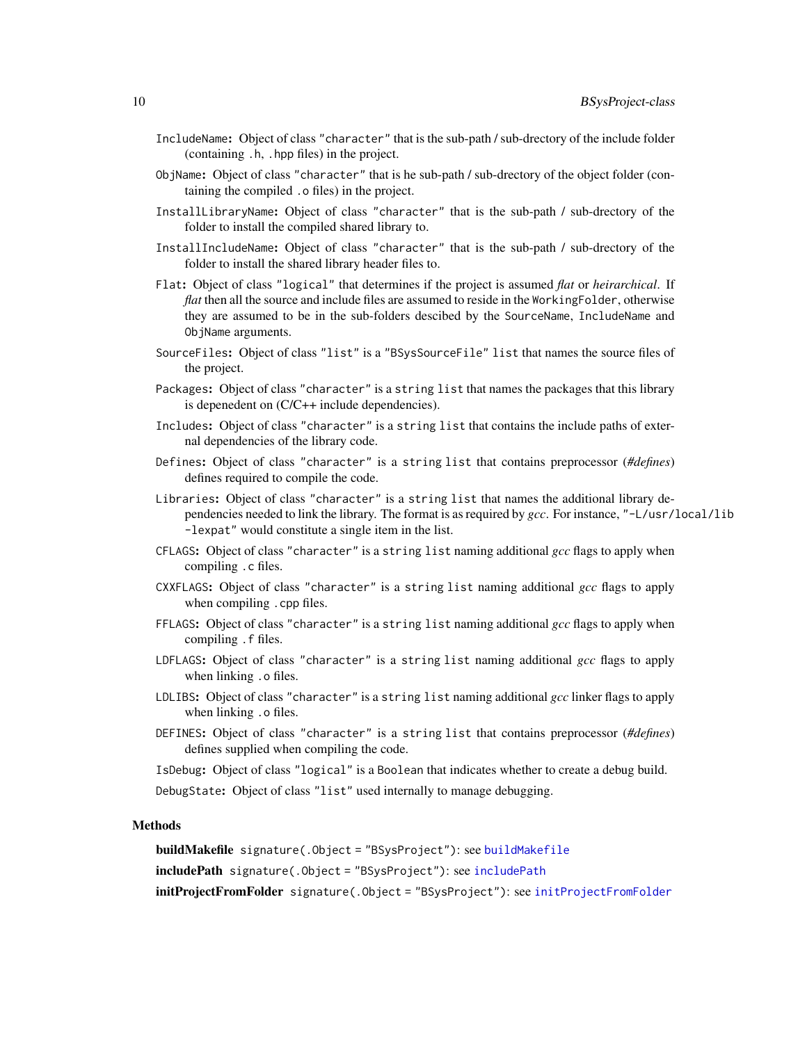`IncludeName`: Object of class `"character"` that is the sub-path / sub-drectory of the include folder (containing `.h`, `.hpp` files) in the project.

`ObjName`: Object of class `"character"` that is he sub-path / sub-drectory of the object folder (containing the compiled `.o` files) in the project.

`InstallLibraryName`: Object of class `"character"` that is the sub-path / sub-drectory of the folder to install the compiled shared library to.

`InstallIncludeName`: Object of class `"character"` that is the sub-path / sub-drectory of the folder to install the shared library header files to.

`Flat`: Object of class `"logical"` that determines if the project is assumed *flat* or *heirarchical*. If *flat* then all the source and include files are assumed to reside in the `WorkingFolder`, otherwise they are assumed to be in the sub-folders descibed by the `SourceName`, `IncludeName` and `ObjName` arguments.

`SourceFiles`: Object of class `"list"` is a `"BSysSourceFile"` `list` that names the source files of the project.

`Packages`: Object of class `"character"` is a `string list` that names the packages that this library is depenedent on (C/C++ include dependencies).

`Includes`: Object of class `"character"` is a `string list` that contains the include paths of external dependencies of the library code.

`Defines`: Object of class `"character"` is a `string list` that contains preprocessor (*#defines*) defines required to compile the code.

`Libraries`: Object of class `"character"` is a `string list` that names the additional library dependencies needed to link the library. The format is as required by *gcc*. For instance, `"-L/usr/local/lib -lexpat"` would constitute a single item in the list.

`CFLAGS`: Object of class `"character"` is a `string list` naming additional *gcc* flags to apply when compiling `.c` files.

`CXXFLAGS`: Object of class `"character"` is a `string list` naming additional *gcc* flags to apply when compiling `.cpp` files.

`FFLAGS`: Object of class `"character"` is a `string list` naming additional *gcc* flags to apply when compiling `.f` files.

`LDFLAGS`: Object of class `"character"` is a `string list` naming additional *gcc* flags to apply when linking `.o` files.

`LDLIBS`: Object of class `"character"` is a `string list` naming additional *gcc* linker flags to apply when linking `.o` files.

`DEFINES`: Object of class `"character"` is a `string list` that contains preprocessor (*#defines*) defines supplied when compiling the code.

`IsDebug`: Object of class `"logical"` is a `Boolean` that indicates whether to create a debug build.

`DebugState`: Object of class `"list"` used internally to manage debugging.

## Methods

**buildMakefile** `signature(.Object = "BSysProject")`: see `buildMakefile`

**includePath** `signature(.Object = "BSysProject")`: see `includePath`

**initProjectFromFolder** `signature(.Object = "BSysProject")`: see `initProjectFromFolder`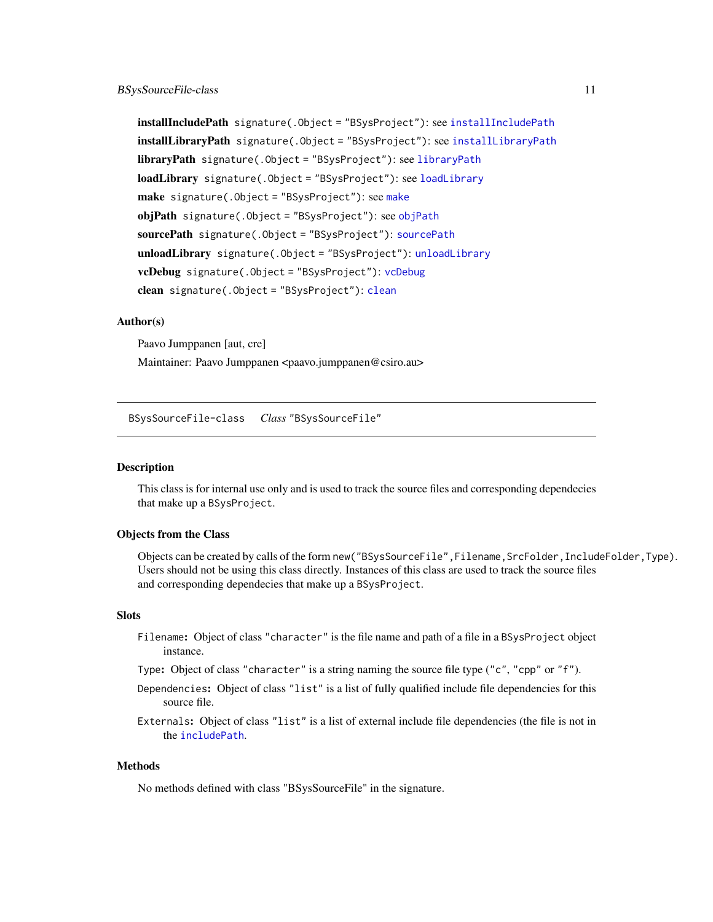**installIncludePath** `signature(.Object = "BSysProject")`: see `installIncludePath`

**installLibraryPath** `signature(.Object = "BSysProject")`: see `installLibraryPath`

**libraryPath** `signature(.Object = "BSysProject")`: see `libraryPath`

**loadLibrary** `signature(.Object = "BSysProject")`: see `loadLibrary`

**make** `signature(.Object = "BSysProject")`: see `make`

**objPath** `signature(.Object = "BSysProject")`: see `objPath`

**sourcePath** `signature(.Object = "BSysProject")`: `sourcePath`

**unloadLibrary** `signature(.Object = "BSysProject")`: `unloadLibrary`

**vcDebug** `signature(.Object = "BSysProject")`: `vcDebug`

**clean** `signature(.Object = "BSysProject")`: `clean`

## Author(s)

Paavo Jumppanen [aut, cre]

Maintainer: Paavo Jumppanen <paavo.jumppanen@csiro.au>

---

`BSysSourceFile-class` *Class* `"BSysSourceFile"`

---

## Description

This class is for internal use only and is used to track the source files and corresponding dependecies that make up a `BSysProject`.

## Objects from the Class

Objects can be created by calls of the form `new("BSysSourceFile",Filename,SrcFolder,IncludeFolder,Type)`. Users should not be using this class directly. Instances of this class are used to track the source files and corresponding dependecies that make up a `BSysProject`.

## Slots

`Filename`: Object of class `"character"` is the file name and path of a file in a `BSysProject` object instance.

`Type`: Object of class `"character"` is a string naming the source file type (`"c"`, `"cpp"` or `"f"`).

`Dependencies`: Object of class `"list"` is a list of fully qualified include file dependencies for this source file.

`Externals`: Object of class `"list"` is a list of external include file dependencies (the file is not in the `includePath`.

## Methods

No methods defined with class "BSysSourceFile" in the signature.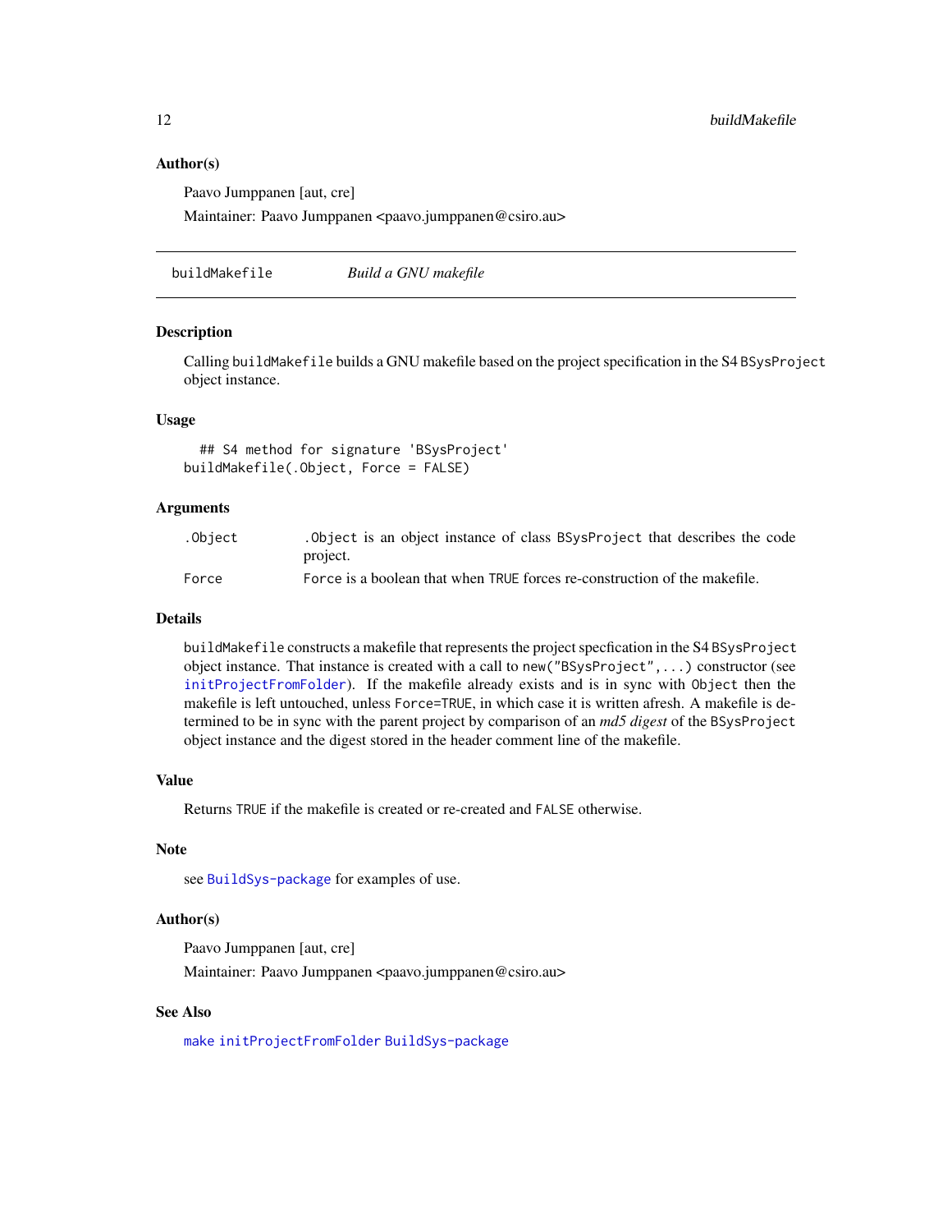### Author(s)

Paavo Jumppanen [aut, cre]

Maintainer: Paavo Jumppanen <paavo.jumppanen@csiro.au>

---

## buildMakefile — *Build a GNU makefile*

---

### Description

Calling `buildMakefile` builds a GNU makefile based on the project specification in the S4 `BSysProject` object instance.

### Usage

```
## S4 method for signature 'BSysProject'
buildMakefile(.Object, Force = FALSE)
```

### Arguments

| | |
|---|---|
| `.Object` | `.Object` is an object instance of class `BSysProject` that describes the code project. |
| `Force` | `Force` is a boolean that when `TRUE` forces re-construction of the makefile. |

### Details

`buildMakefile` constructs a makefile that represents the project specfication in the S4 `BSysProject` object instance. That instance is created with a call to `new("BSysProject",...)` constructor (see `initProjectFromFolder`). If the makefile already exists and is in sync with `Object` then the makefile is left untouched, unless `Force=TRUE`, in which case it is written afresh. A makefile is determined to be in sync with the parent project by comparison of an *md5 digest* of the `BSysProject` object instance and the digest stored in the header comment line of the makefile.

### Value

Returns `TRUE` if the makefile is created or re-created and `FALSE` otherwise.

### Note

see `BuildSys-package` for examples of use.

### Author(s)

Paavo Jumppanen [aut, cre]

Maintainer: Paavo Jumppanen <paavo.jumppanen@csiro.au>

### See Also

`make` `initProjectFromFolder` `BuildSys-package`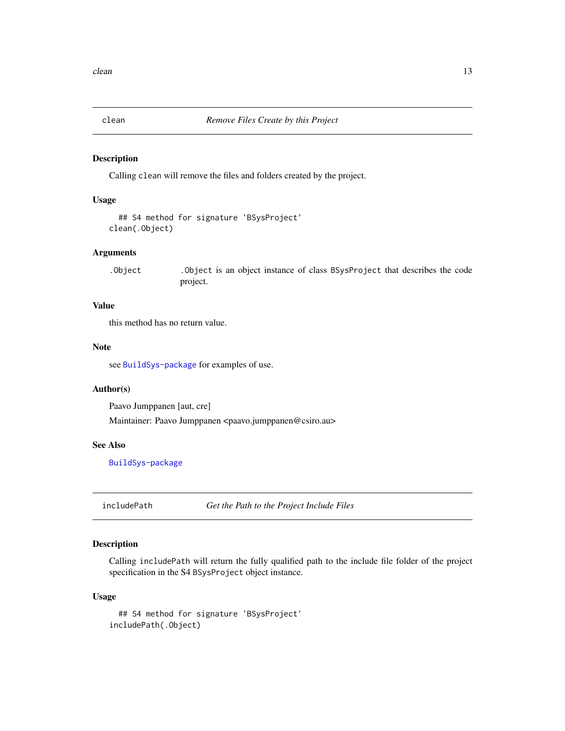## clean — *Remove Files Create by this Project*

### Description

Calling `clean` will remove the files and folders created by the project.

### Usage

```
  ## S4 method for signature 'BSysProject'
clean(.Object)
```

### Arguments

| | |
|---|---|
| `.Object` | `.Object` is an object instance of class `BSysProject` that describes the code project. |

### Value

this method has no return value.

### Note

see `BuildSys-package` for examples of use.

### Author(s)

Paavo Jumppanen [aut, cre]

Maintainer: Paavo Jumppanen <paavo.jumppanen@csiro.au>

### See Also

`BuildSys-package`

## includePath — *Get the Path to the Project Include Files*

### Description

Calling `includePath` will return the fully qualified path to the include file folder of the project specification in the S4 `BSysProject` object instance.

### Usage

```
  ## S4 method for signature 'BSysProject'
includePath(.Object)
```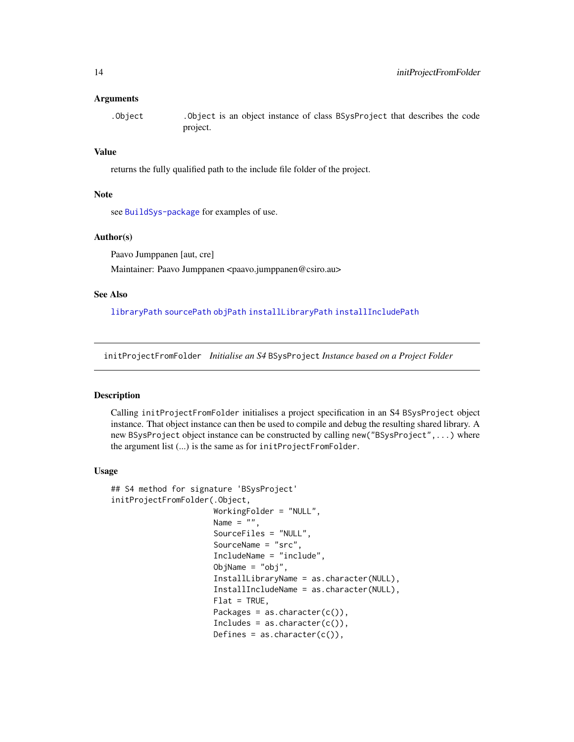### Arguments

`.Object` — `.Object` is an object instance of class `BSysProject` that describes the code project.

### Value

returns the fully qualified path to the include file folder of the project.

### Note

see `BuildSys-package` for examples of use.

### Author(s)

Paavo Jumppanen [aut, cre]

Maintainer: Paavo Jumppanen <paavo.jumppanen@csiro.au>

### See Also

`libraryPath` `sourcePath` `objPath` `installLibraryPath` `installIncludePath`

---

## initProjectFromFolder — *Initialise an S4* `BSysProject` *Instance based on a Project Folder*

### Description

Calling `initProjectFromFolder` initialises a project specification in an S4 `BSysProject` object instance. That object instance can then be used to compile and debug the resulting shared library. A new `BSysProject` object instance can be constructed by calling `new("BSysProject",...)` where the argument list (...) is the same as for `initProjectFromFolder`.

### Usage

```
## S4 method for signature 'BSysProject'
initProjectFromFolder(.Object,
                      WorkingFolder = "NULL",
                      Name = "",
                      SourceFiles = "NULL",
                      SourceName = "src",
                      IncludeName = "include",
                      ObjName = "obj",
                      InstallLibraryName = as.character(NULL),
                      InstallIncludeName = as.character(NULL),
                      Flat = TRUE,
                      Packages = as.character(c()),
                      Includes = as.character(c()),
                      Defines = as.character(c()),
```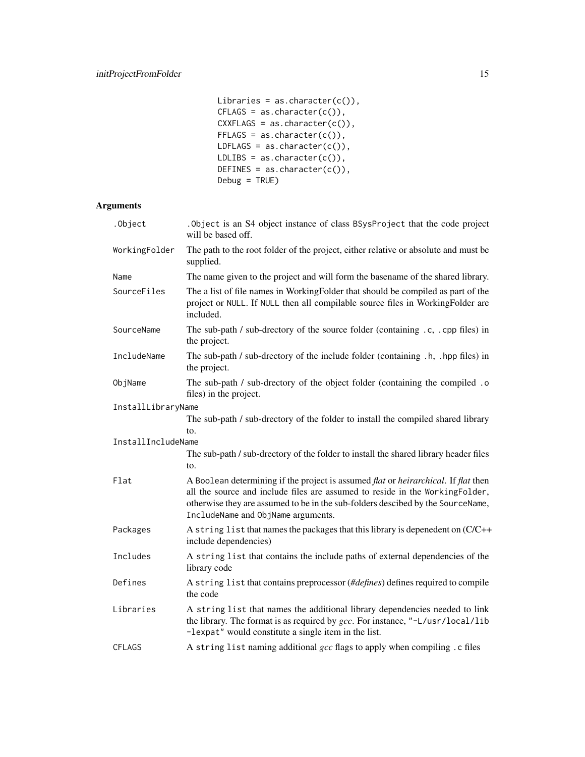```
                Libraries = as.character(c()),
                CFLAGS = as.character(c()),
                CXXFLAGS = as.character(c()),
                FFLAGS = as.character(c()),
                LDFLAGS = as.character(c()),
                LDLIBS = as.character(c()),
                DEFINES = as.character(c()),
                Debug = TRUE)
```

## Arguments

| | |
|---|---|
| `.Object` | `.Object` is an S4 object instance of class `BSysProject` that the code project will be based off. |
| `WorkingFolder` | The path to the root folder of the project, either relative or absolute and must be supplied. |
| `Name` | The name given to the project and will form the basename of the shared library. |
| `SourceFiles` | The a list of file names in WorkingFolder that should be compiled as part of the project or `NULL`. If `NULL` then all compilable source files in WorkingFolder are included. |
| `SourceName` | The sub-path / sub-drectory of the source folder (containing `.c`, `.cpp` files) in the project. |
| `IncludeName` | The sub-path / sub-drectory of the include folder (containing `.h`, `.hpp` files) in the project. |
| `ObjName` | The sub-path / sub-drectory of the object folder (containing the compiled `.o` files) in the project. |
| `InstallLibraryName` | The sub-path / sub-drectory of the folder to install the compiled shared library to. |
| `InstallIncludeName` | The sub-path / sub-drectory of the folder to install the shared library header files to. |
| `Flat` | A `Boolean` determining if the project is assumed *flat* or *heirarchical*. If *flat* then all the source and include files are assumed to reside in the `WorkingFolder`, otherwise they are assumed to be in the sub-folders descibed by the `SourceName`, `IncludeName` and `ObjName` arguments. |
| `Packages` | A `string list` that names the packages that this library is depenedent on (C/C++ include dependencies) |
| `Includes` | A `string list` that contains the include paths of external dependencies of the library code |
| `Defines` | A `string list` that contains preprocessor (*#defines*) defines required to compile the code |
| `Libraries` | A `string list` that names the additional library dependencies needed to link the library. The format is as required by *gcc*. For instance, `"-L/usr/local/lib -lexpat"` would constitute a single item in the list. |
| `CFLAGS` | A `string list` naming additional *gcc* flags to apply when compiling `.c` files |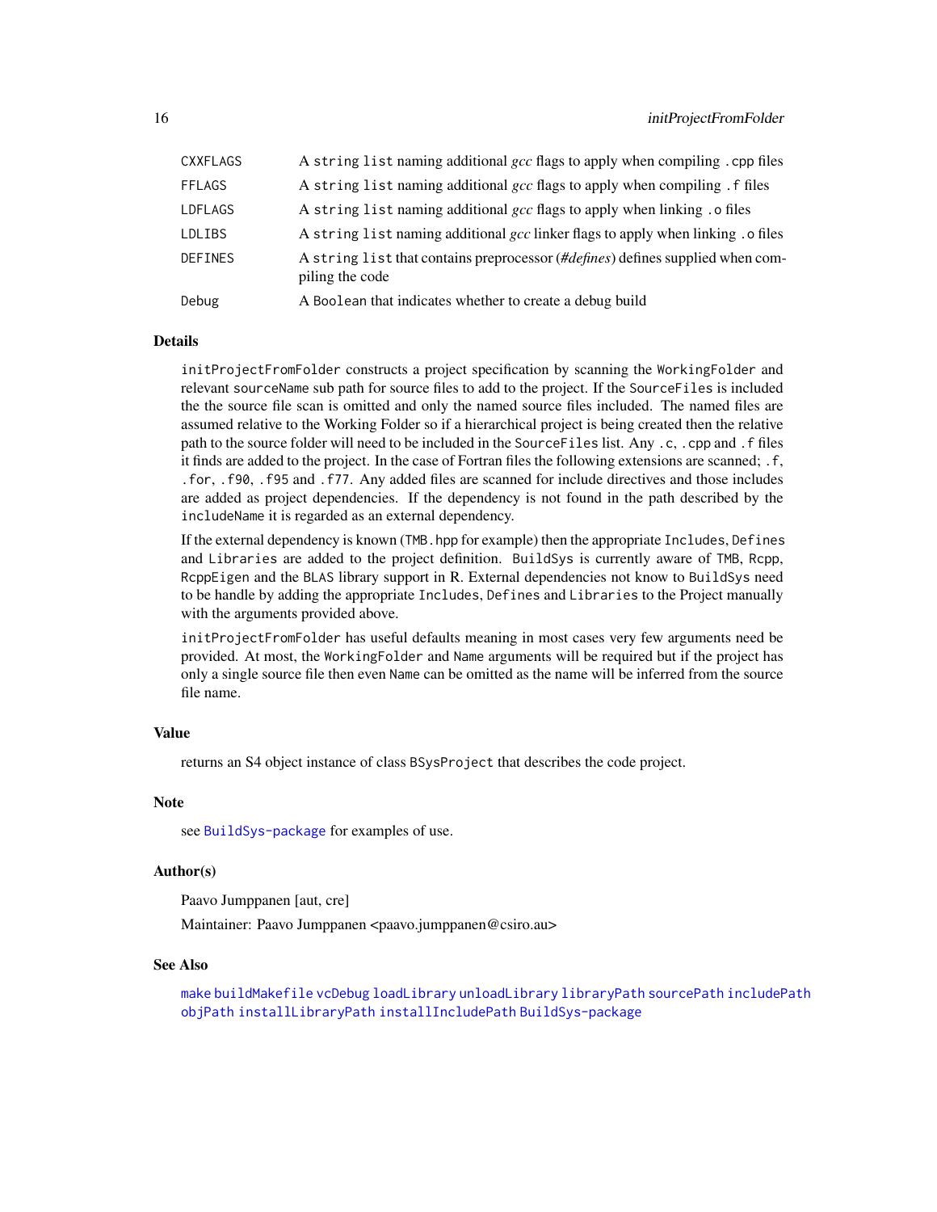| | |
|---|---|
| `CXXFLAGS` | A `string list` naming additional *gcc* flags to apply when compiling `.cpp` files |
| `FFLAGS` | A `string list` naming additional *gcc* flags to apply when compiling `.f` files |
| `LDFLAGS` | A `string list` naming additional *gcc* flags to apply when linking `.o` files |
| `LDLIBS` | A `string list` naming additional *gcc* linker flags to apply when linking `.o` files |
| `DEFINES` | A `string list` that contains preprocessor (*#defines*) defines supplied when compiling the code |
| `Debug` | A `Boolean` that indicates whether to create a debug build |

## Details

`initProjectFromFolder` constructs a project specification by scanning the `WorkingFolder` and relevant `sourceName` sub path for source files to add to the project. If the `SourceFiles` is included the the source file scan is omitted and only the named source files included. The named files are assumed relative to the Working Folder so if a hierarchical project is being created then the relative path to the source folder will need to be included in the `SourceFiles` list. Any `.c`, `.cpp` and `.f` files it finds are added to the project. In the case of Fortran files the following extensions are scanned; `.f`, `.for`, `.f90`, `.f95` and `.f77`. Any added files are scanned for include directives and those includes are added as project dependencies. If the dependency is not found in the path described by the `includeName` it is regarded as an external dependency.

If the external dependency is known (`TMB.hpp` for example) then the appropriate `Includes`, `Defines` and `Libraries` are added to the project definition. `BuildSys` is currently aware of `TMB`, `Rcpp`, `RcppEigen` and the `BLAS` library support in R. External dependencies not know to `BuildSys` need to be handle by adding the appropriate `Includes`, `Defines` and `Libraries` to the Project manually with the arguments provided above.

`initProjectFromFolder` has useful defaults meaning in most cases very few arguments need be provided. At most, the `WorkingFolder` and `Name` arguments will be required but if the project has only a single source file then even `Name` can be omitted as the name will be inferred from the source file name.

## Value

returns an S4 object instance of class `BSysProject` that describes the code project.

## Note

see `BuildSys-package` for examples of use.

## Author(s)

Paavo Jumppanen [aut, cre]

Maintainer: Paavo Jumppanen <paavo.jumppanen@csiro.au>

## See Also

`make` `buildMakefile` `vcDebug` `loadLibrary` `unloadLibrary` `libraryPath` `sourcePath` `includePath` `objPath` `installLibraryPath` `installIncludePath` `BuildSys-package`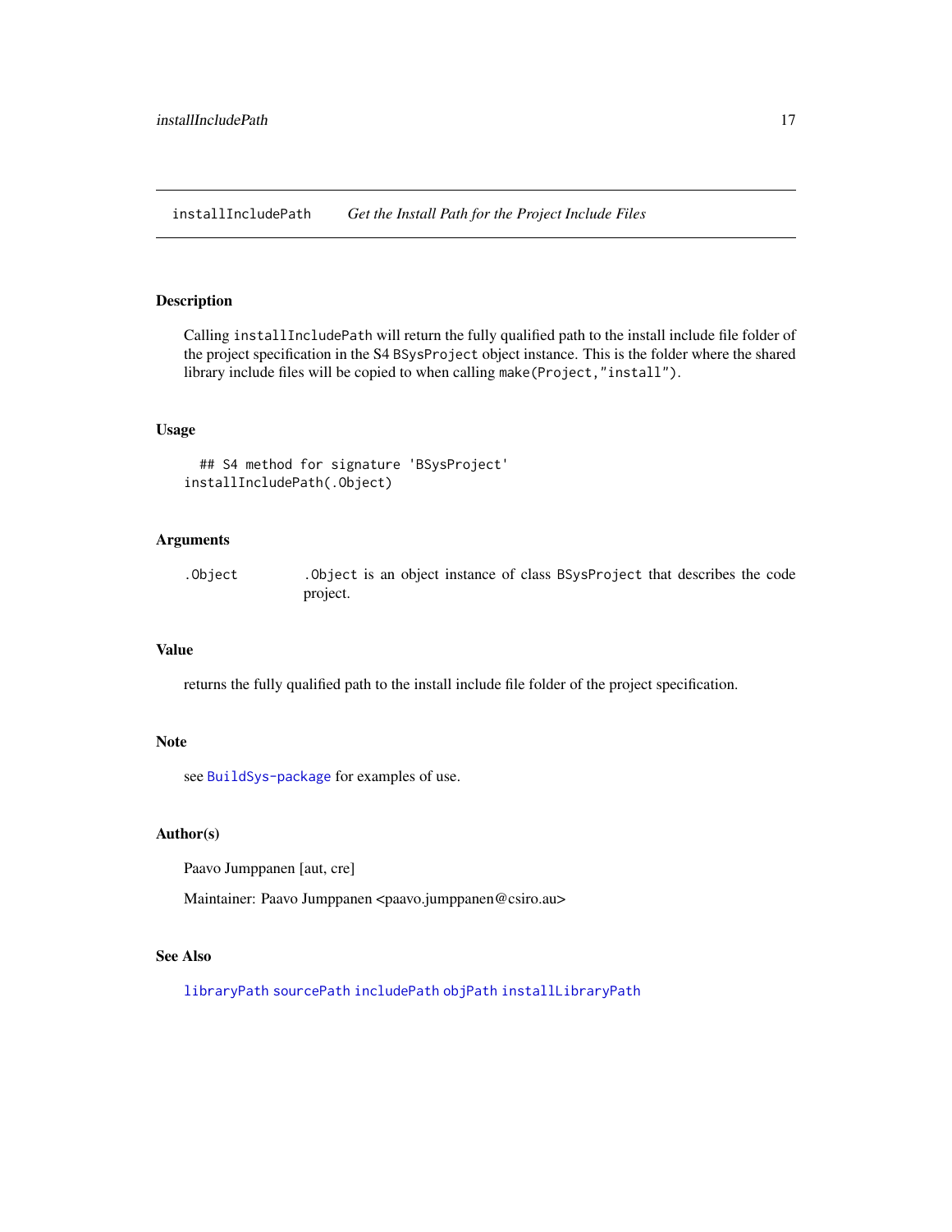installIncludePath    *Get the Install Path for the Project Include Files*

## Description

Calling `installIncludePath` will return the fully qualified path to the install include file folder of the project specification in the S4 `BSysProject` object instance. This is the folder where the shared library include files will be copied to when calling `make(Project,"install")`.

## Usage

```
## S4 method for signature 'BSysProject'
installIncludePath(.Object)
```

## Arguments

| | |
|---|---|
| `.Object` | `.Object` is an object instance of class `BSysProject` that describes the code project. |

## Value

returns the fully qualified path to the install include file folder of the project specification.

## Note

see `BuildSys-package` for examples of use.

## Author(s)

Paavo Jumppanen [aut, cre]

Maintainer: Paavo Jumppanen <paavo.jumppanen@csiro.au>

## See Also

`libraryPath` `sourcePath` `includePath` `objPath` `installLibraryPath`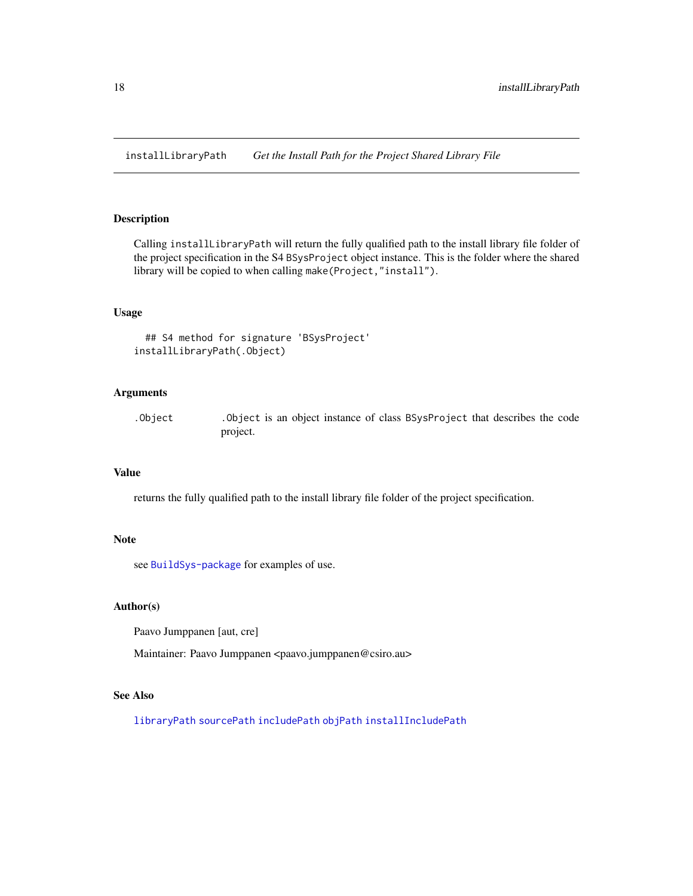installLibraryPath *Get the Install Path for the Project Shared Library File*

## Description

Calling `installLibraryPath` will return the fully qualified path to the install library file folder of the project specification in the S4 `BSysProject` object instance. This is the folder where the shared library will be copied to when calling `make(Project,"install")`.

## Usage

```
  ## S4 method for signature 'BSysProject'
installLibraryPath(.Object)
```

## Arguments

| | |
|---|---|
| `.Object` | `.Object` is an object instance of class `BSysProject` that describes the code project. |

## Value

returns the fully qualified path to the install library file folder of the project specification.

## Note

see `BuildSys-package` for examples of use.

## Author(s)

Paavo Jumppanen [aut, cre]

Maintainer: Paavo Jumppanen <paavo.jumppanen@csiro.au>

## See Also

`libraryPath` `sourcePath` `includePath` `objPath` `installIncludePath`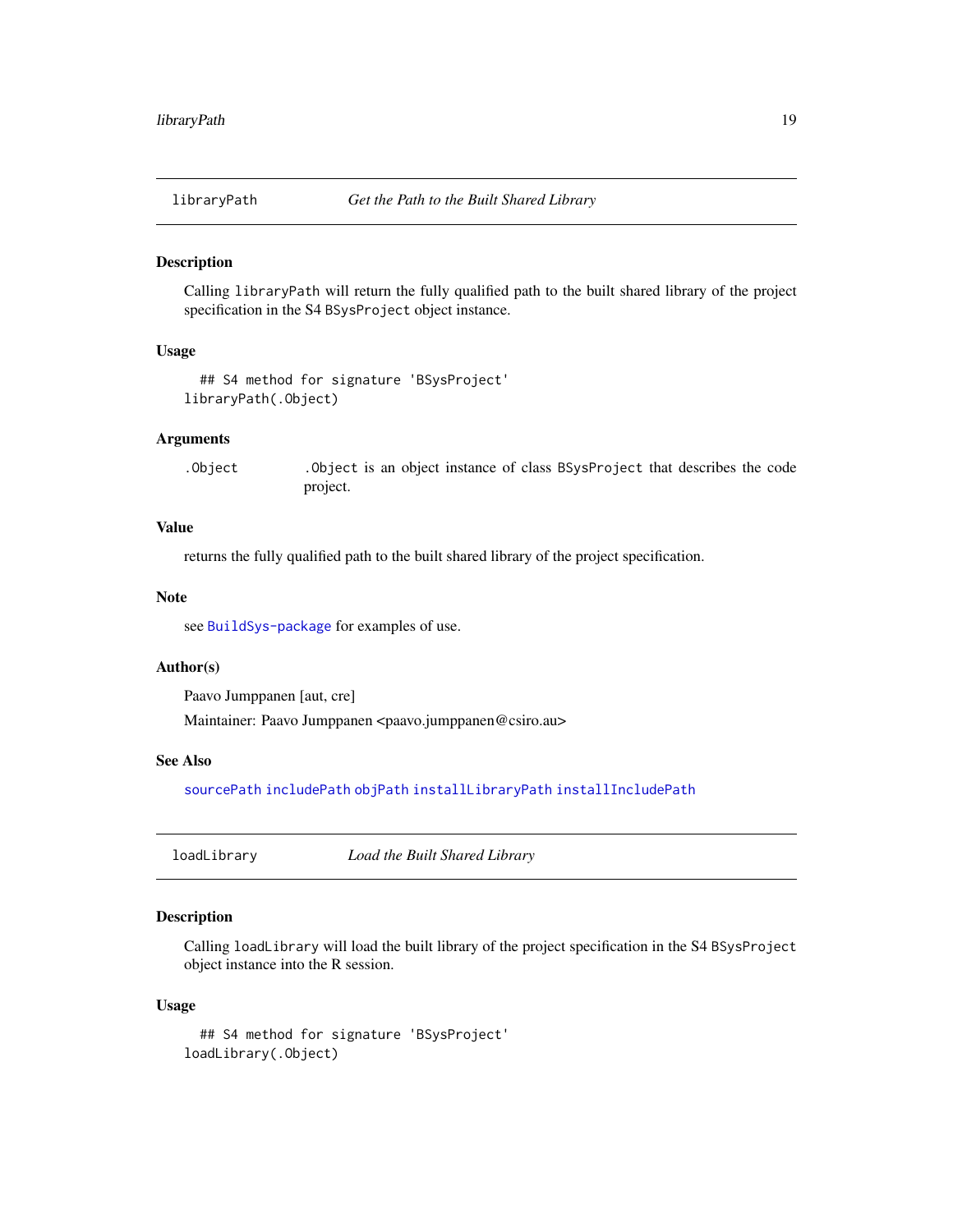## libraryPath — *Get the Path to the Built Shared Library*

### Description

Calling `libraryPath` will return the fully qualified path to the built shared library of the project specification in the S4 `BSysProject` object instance.

### Usage

```
## S4 method for signature 'BSysProject'
libraryPath(.Object)
```

### Arguments

| | |
|---|---|
| `.Object` | `.Object` is an object instance of class `BSysProject` that describes the code project. |

### Value

returns the fully qualified path to the built shared library of the project specification.

### Note

see `BuildSys-package` for examples of use.

### Author(s)

Paavo Jumppanen [aut, cre]

Maintainer: Paavo Jumppanen <paavo.jumppanen@csiro.au>

### See Also

`sourcePath` `includePath` `objPath` `installLibraryPath` `installIncludePath`

## loadLibrary — *Load the Built Shared Library*

### Description

Calling `loadLibrary` will load the built library of the project specification in the S4 `BSysProject` object instance into the R session.

### Usage

```
## S4 method for signature 'BSysProject'
loadLibrary(.Object)
```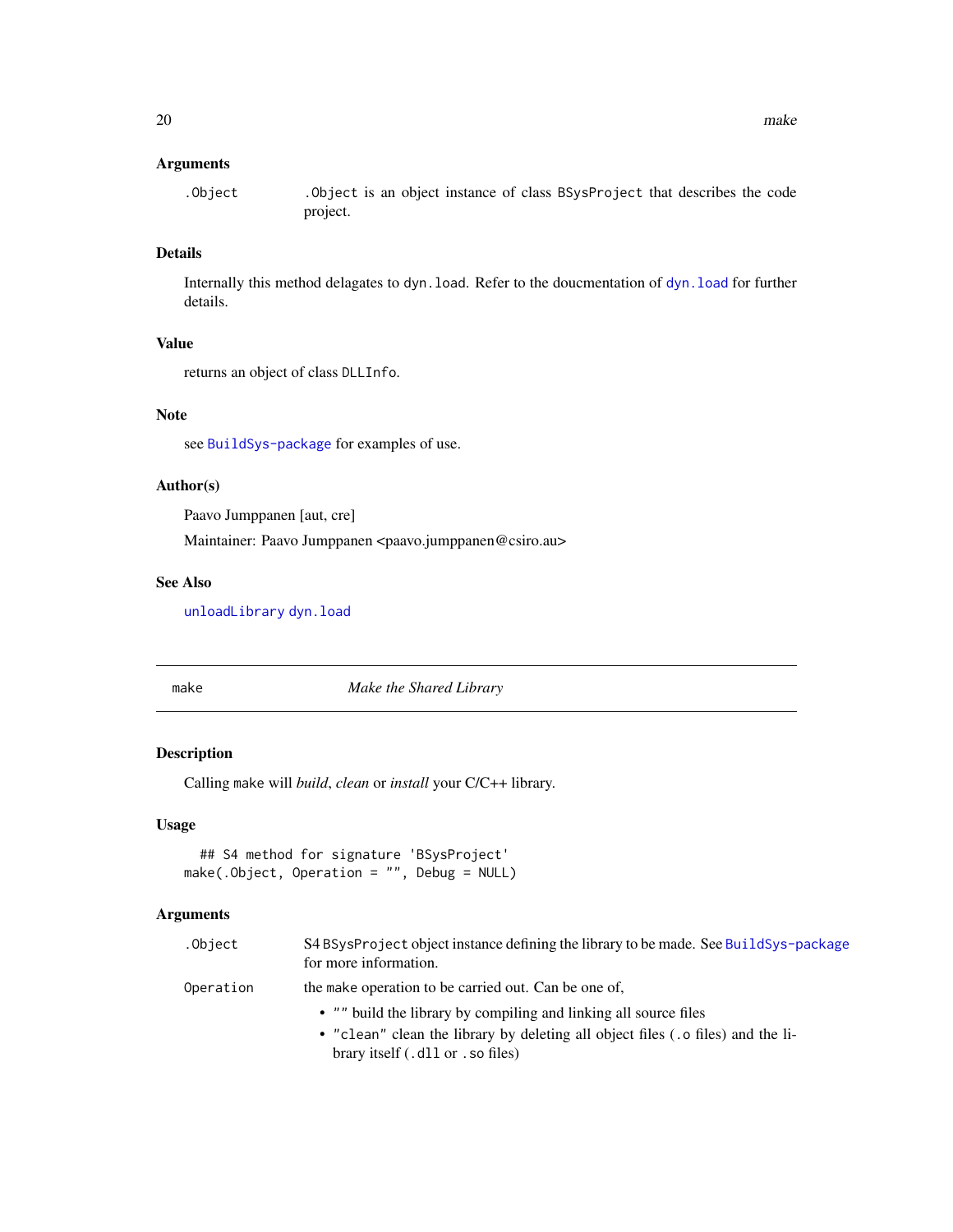### Arguments

| | |
|---|---|
| `.Object` | `.Object` is an object instance of class `BSysProject` that describes the code project. |

### Details

Internally this method delagates to `dyn.load`. Refer to the doucmentation of `dyn.load` for further details.

### Value

returns an object of class `DLLInfo`.

### Note

see `BuildSys-package` for examples of use.

### Author(s)

Paavo Jumppanen [aut, cre]

Maintainer: Paavo Jumppanen <paavo.jumppanen@csiro.au>

### See Also

`unloadLibrary` `dyn.load`

---

## make — *Make the Shared Library*

---

### Description

Calling `make` will *build*, *clean* or *install* your C/C++ library.

### Usage

```
## S4 method for signature 'BSysProject'
make(.Object, Operation = "", Debug = NULL)
```

### Arguments

`.Object`
: S4 `BSysProject` object instance defining the library to be made. See `BuildSys-package` for more information.

`Operation`
: the `make` operation to be carried out. Can be one of,

  - `""` build the library by compiling and linking all source files
  - `"clean"` clean the library by deleting all object files (`.o` files) and the library itself (`.dll` or `.so` files)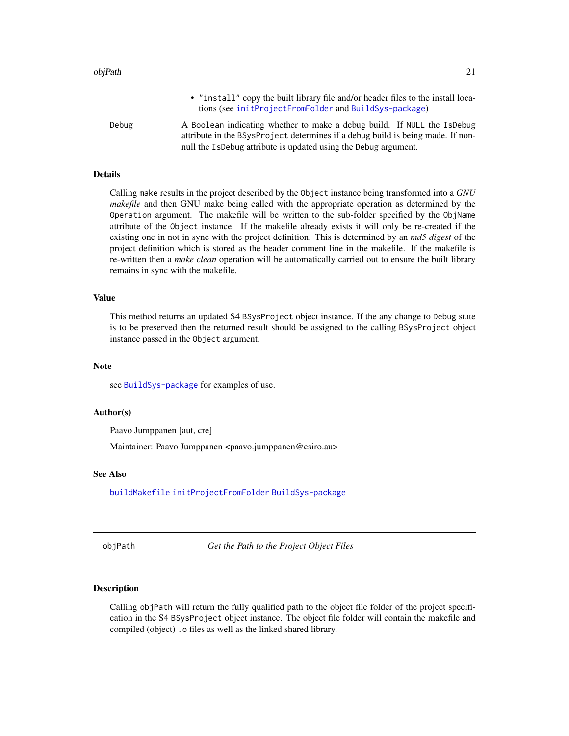- "install" copy the built library file and/or header files to the install locations (see initProjectFromFolder and BuildSys-package)

Debug
: A Boolean indicating whether to make a debug build. If NULL the IsDebug attribute in the BSysProject determines if a debug build is being made. If non-null the IsDebug attribute is updated using the Debug argument.

### Details

Calling make results in the project described by the Object instance being transformed into a *GNU makefile* and then GNU make being called with the appropriate operation as determined by the Operation argument. The makefile will be written to the sub-folder specified by the ObjName attribute of the Object instance. If the makefile already exists it will only be re-created if the existing one in not in sync with the project definition. This is determined by an *md5 digest* of the project definition which is stored as the header comment line in the makefile. If the makefile is re-written then a *make clean* operation will be automatically carried out to ensure the built library remains in sync with the makefile.

### Value

This method returns an updated S4 BSysProject object instance. If the any change to Debug state is to be preserved then the returned result should be assigned to the calling BSysProject object instance passed in the Object argument.

### Note

see BuildSys-package for examples of use.

### Author(s)

Paavo Jumppanen [aut, cre]

Maintainer: Paavo Jumppanen <paavo.jumppanen@csiro.au>

### See Also

buildMakefile initProjectFromFolder BuildSys-package

---

## objPath — *Get the Path to the Project Object Files*

### Description

Calling objPath will return the fully qualified path to the object file folder of the project specification in the S4 BSysProject object instance. The object file folder will contain the makefile and compiled (object) .o files as well as the linked shared library.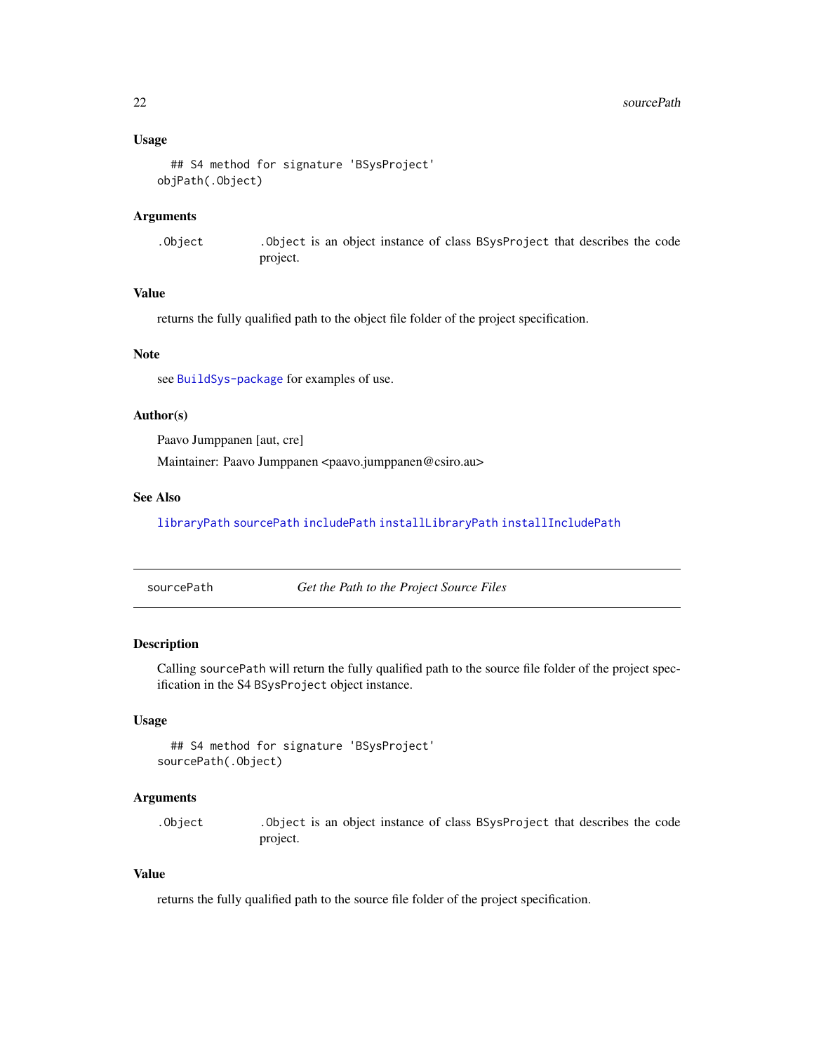### Usage

```
## S4 method for signature 'BSysProject'
objPath(.Object)
```

### Arguments

| | |
|---|---|
| `.Object` | `.Object` is an object instance of class `BSysProject` that describes the code project. |

### Value

returns the fully qualified path to the object file folder of the project specification.

### Note

see `BuildSys-package` for examples of use.

### Author(s)

Paavo Jumppanen [aut, cre]

Maintainer: Paavo Jumppanen <paavo.jumppanen@csiro.au>

### See Also

`libraryPath` `sourcePath` `includePath` `installLibraryPath` `installIncludePath`

---

## sourcePath &nbsp;&nbsp;&nbsp; *Get the Path to the Project Source Files*

---

### Description

Calling `sourcePath` will return the fully qualified path to the source file folder of the project specification in the S4 `BSysProject` object instance.

### Usage

```
## S4 method for signature 'BSysProject'
sourcePath(.Object)
```

### Arguments

| | |
|---|---|
| `.Object` | `.Object` is an object instance of class `BSysProject` that describes the code project. |

### Value

returns the fully qualified path to the source file folder of the project specification.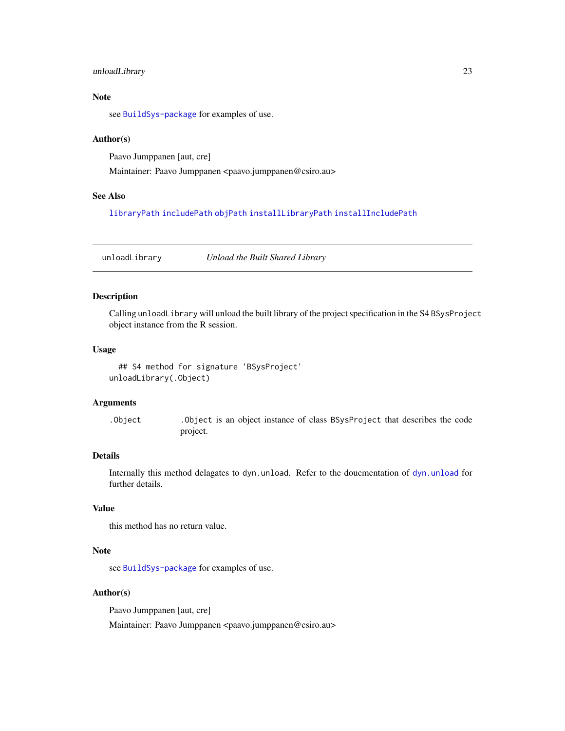### Note

see `BuildSys-package` for examples of use.

### Author(s)

Paavo Jumppanen [aut, cre]

Maintainer: Paavo Jumppanen <paavo.jumppanen@csiro.au>

### See Also

`libraryPath` `includePath` `objPath` `installLibraryPath` `installIncludePath`

---

## unloadLibrary — *Unload the Built Shared Library*

---

### Description

Calling `unloadLibrary` will unload the built library of the project specification in the S4 `BSysProject` object instance from the R session.

### Usage

```
## S4 method for signature 'BSysProject'
unloadLibrary(.Object)
```

### Arguments

| | |
|---|---|
| `.Object` | `.Object` is an object instance of class `BSysProject` that describes the code project. |

### Details

Internally this method delagates to `dyn.unload`. Refer to the doucmentation of `dyn.unload` for further details.

### Value

this method has no return value.

### Note

see `BuildSys-package` for examples of use.

### Author(s)

Paavo Jumppanen [aut, cre]

Maintainer: Paavo Jumppanen <paavo.jumppanen@csiro.au>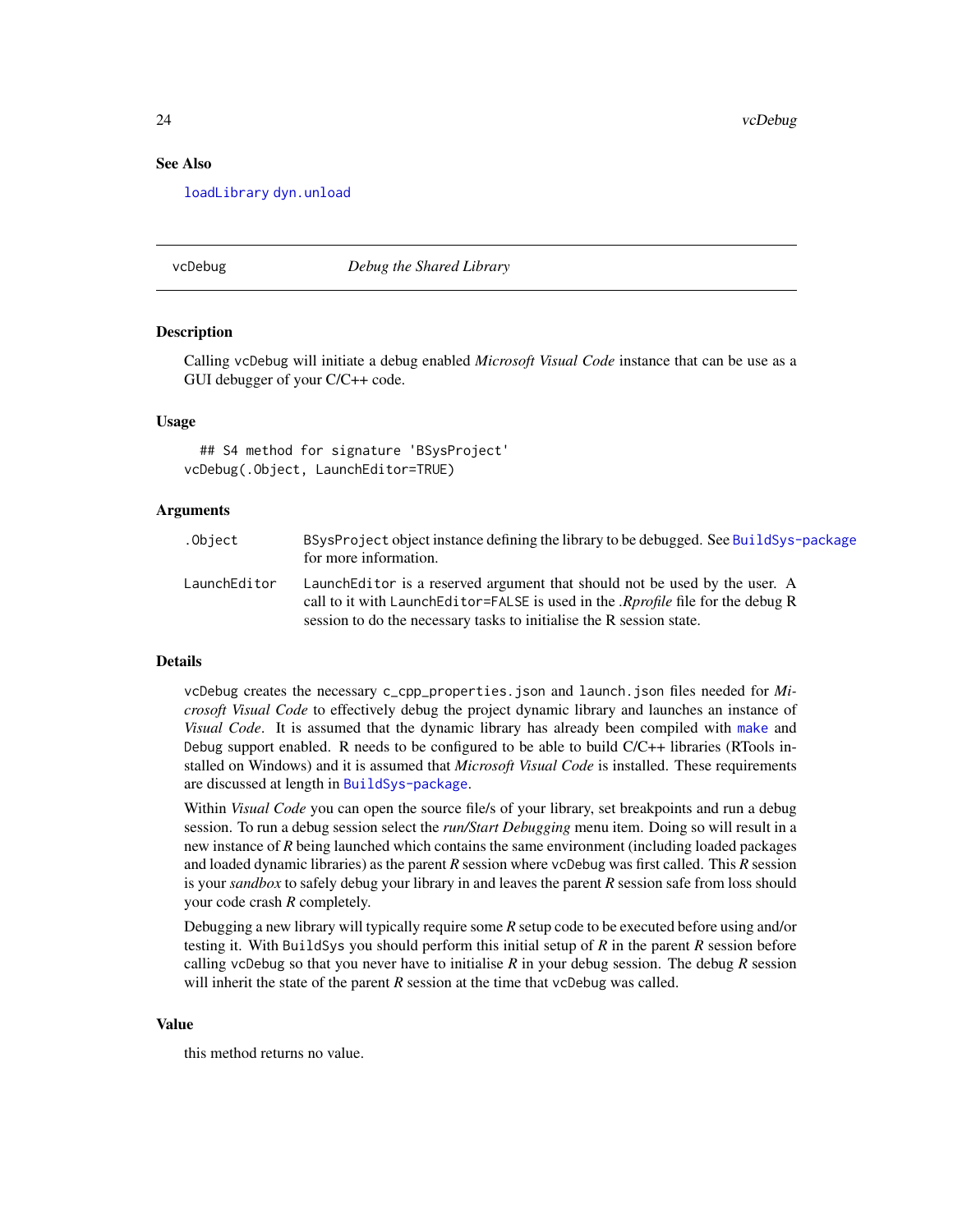## See Also

loadLibrary dyn.unload

---

## vcDebug *Debug the Shared Library*

### Description

Calling vcDebug will initiate a debug enabled *Microsoft Visual Code* instance that can be use as a GUI debugger of your C/C++ code.

### Usage

```
## S4 method for signature 'BSysProject'
vcDebug(.Object, LaunchEditor=TRUE)
```

### Arguments

| | |
|---|---|
| .Object | BSysProject object instance defining the library to be debugged. See BuildSys-package for more information. |
| LaunchEditor | LaunchEditor is a reserved argument that should not be used by the user. A call to it with LaunchEditor=FALSE is used in the *.Rprofile* file for the debug R session to do the necessary tasks to initialise the R session state. |

### Details

vcDebug creates the necessary c_cpp_properties.json and launch.json files needed for *Microsoft Visual Code* to effectively debug the project dynamic library and launches an instance of *Visual Code*. It is assumed that the dynamic library has already been compiled with make and Debug support enabled. R needs to be configured to be able to build C/C++ libraries (RTools installed on Windows) and it is assumed that *Microsoft Visual Code* is installed. These requirements are discussed at length in BuildSys-package.

Within *Visual Code* you can open the source file/s of your library, set breakpoints and run a debug session. To run a debug session select the *run/Start Debugging* menu item. Doing so will result in a new instance of *R* being launched which contains the same environment (including loaded packages and loaded dynamic libraries) as the parent *R* session where vcDebug was first called. This *R* session is your *sandbox* to safely debug your library in and leaves the parent *R* session safe from loss should your code crash *R* completely.

Debugging a new library will typically require some *R* setup code to be executed before using and/or testing it. With BuildSys you should perform this initial setup of *R* in the parent *R* session before calling vcDebug so that you never have to initialise *R* in your debug session. The debug *R* session will inherit the state of the parent *R* session at the time that vcDebug was called.

### Value

this method returns no value.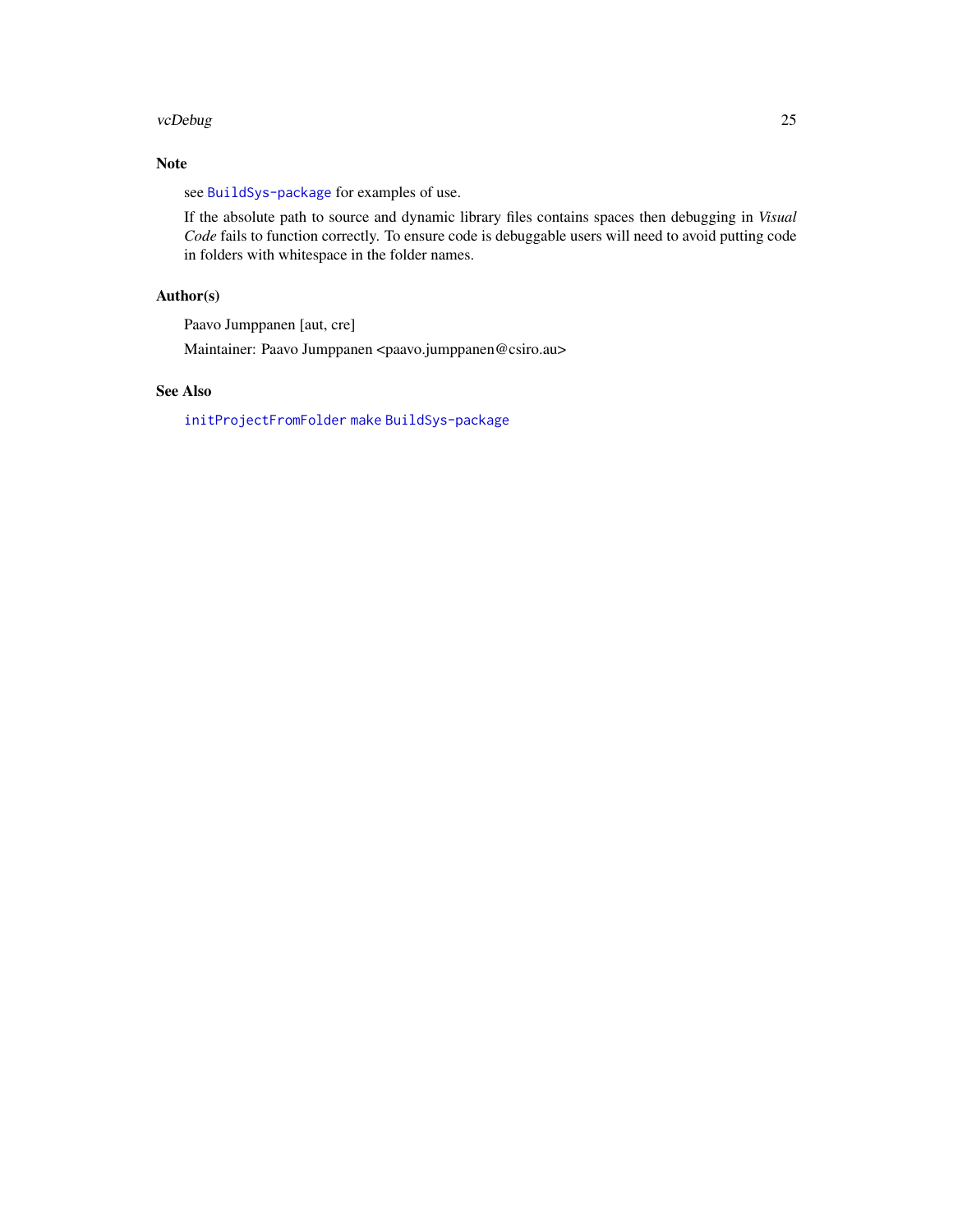## Note

see `BuildSys-package` for examples of use.

If the absolute path to source and dynamic library files contains spaces then debugging in *Visual Code* fails to function correctly. To ensure code is debuggable users will need to avoid putting code in folders with whitespace in the folder names.

## Author(s)

Paavo Jumppanen [aut, cre]

Maintainer: Paavo Jumppanen <paavo.jumppanen@csiro.au>

## See Also

`initProjectFromFolder` `make` `BuildSys-package`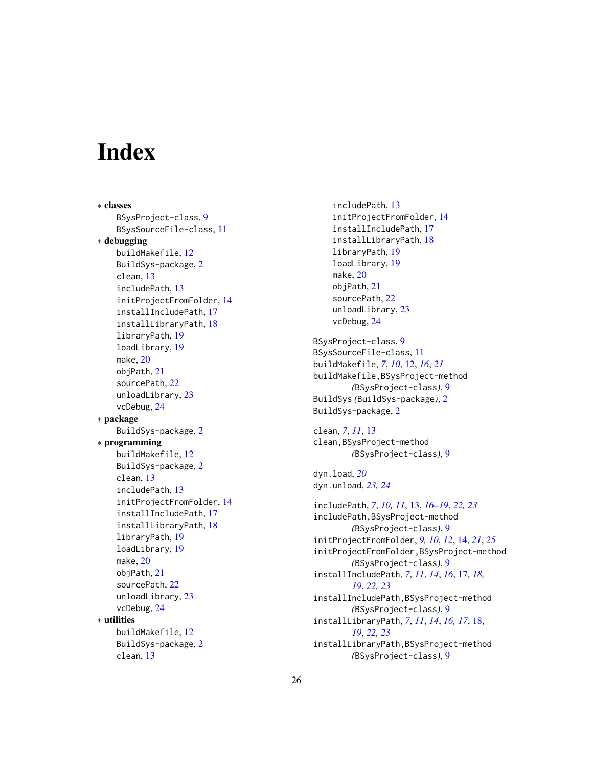# Index

∗ **classes**
  BSysProject-class, 9
  BSysSourceFile-class, 11
∗ **debugging**
  buildMakefile, 12
  BuildSys-package, 2
  clean, 13
  includePath, 13
  initProjectFromFolder, 14
  installIncludePath, 17
  installLibraryPath, 18
  libraryPath, 19
  loadLibrary, 19
  make, 20
  objPath, 21
  sourcePath, 22
  unloadLibrary, 23
  vcDebug, 24
∗ **package**
  BuildSys-package, 2
∗ **programming**
  buildMakefile, 12
  BuildSys-package, 2
  clean, 13
  includePath, 13
  initProjectFromFolder, 14
  installIncludePath, 17
  installLibraryPath, 18
  libraryPath, 19
  loadLibrary, 19
  make, 20
  objPath, 21
  sourcePath, 22
  unloadLibrary, 23
  vcDebug, 24
∗ **utilities**
  buildMakefile, 12
  BuildSys-package, 2
  clean, 13
  includePath, 13
  initProjectFromFolder, 14
  installIncludePath, 17
  installLibraryPath, 18
  libraryPath, 19
  loadLibrary, 19
  make, 20
  objPath, 21
  sourcePath, 22
  unloadLibrary, 23
  vcDebug, 24

BSysProject-class, 9
BSysSourceFile-class, 11
buildMakefile, *7*, *10*, 12, *16*, *21*
buildMakefile,BSysProject-method *(BSysProject-class)*, 9
BuildSys *(BuildSys-package)*, 2
BuildSys-package, 2

clean, *7*, *11*, 13
clean,BSysProject-method *(BSysProject-class)*, 9

dyn.load, *20*
dyn.unload, *23*, *24*

includePath, *7*, *10*, *11*, 13, *16–19*, *22*, *23*
includePath,BSysProject-method *(BSysProject-class)*, 9
initProjectFromFolder, *9*, *10*, *12*, 14, *21*, *25*
initProjectFromFolder,BSysProject-method *(BSysProject-class)*, 9
installIncludePath, *7*, *11*, *14*, *16*, 17, *18*, *19*, *22*, *23*
installIncludePath,BSysProject-method *(BSysProject-class)*, 9
installLibraryPath, *7*, *11*, *14*, *16*, *17*, 18, *19*, *22*, *23*
installLibraryPath,BSysProject-method *(BSysProject-class)*, 9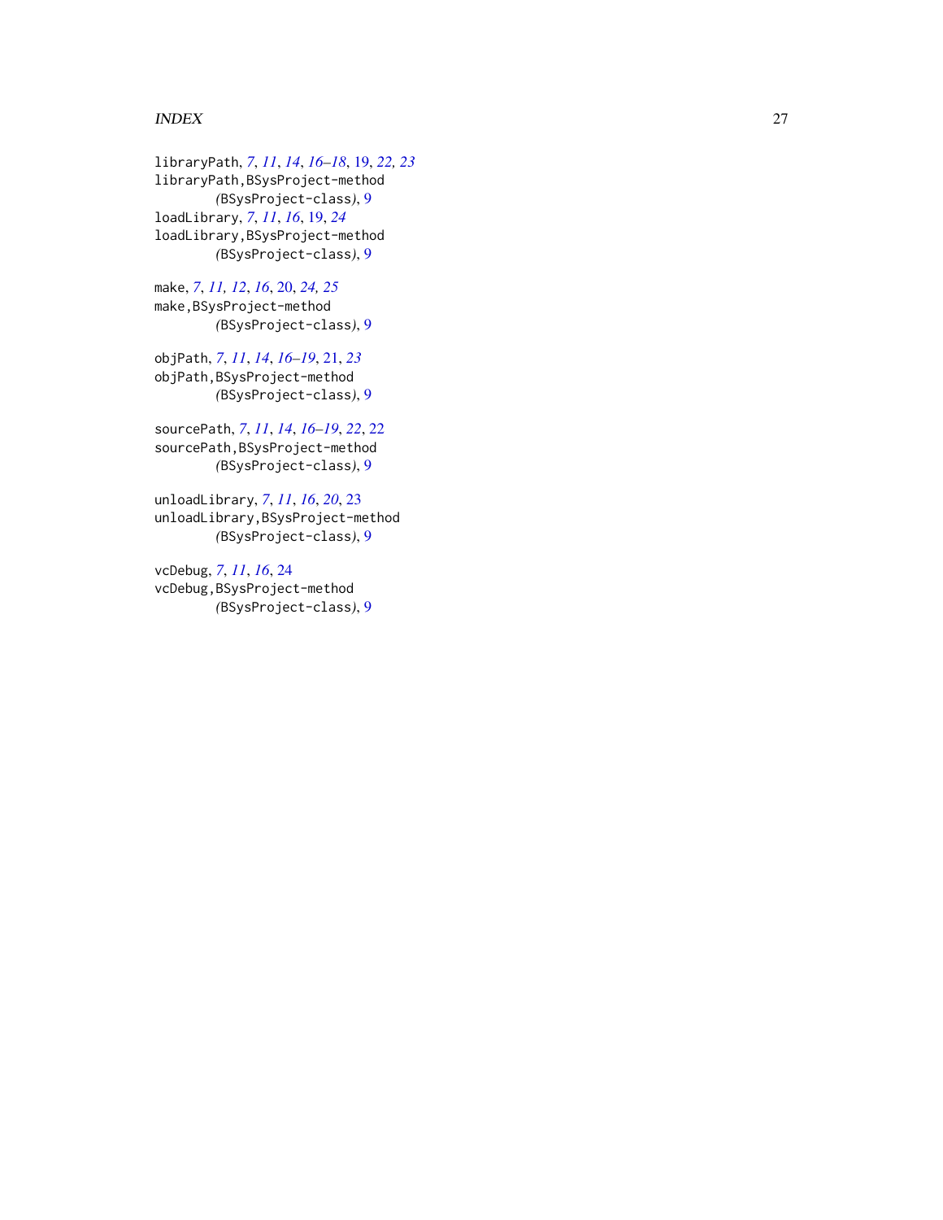libraryPath, *7*, *11*, *14*, *16–18*, 19, *22, 23*
libraryPath,BSysProject-method
        *(*BSysProject-class*)*, 9
loadLibrary, *7*, *11*, *16*, 19, *24*
loadLibrary,BSysProject-method
        *(*BSysProject-class*)*, 9

make, *7*, *11, 12*, *16*, 20, *24, 25*
make,BSysProject-method
        *(*BSysProject-class*)*, 9

objPath, *7*, *11*, *14*, *16–19*, 21, *23*
objPath,BSysProject-method
        *(*BSysProject-class*)*, 9

sourcePath, *7*, *11*, *14*, *16–19*, *22*, 22
sourcePath,BSysProject-method
        *(*BSysProject-class*)*, 9

unloadLibrary, *7*, *11*, *16*, *20*, 23
unloadLibrary,BSysProject-method
        *(*BSysProject-class*)*, 9

vcDebug, *7*, *11*, *16*, 24
vcDebug,BSysProject-method
        *(*BSysProject-class*)*, 9